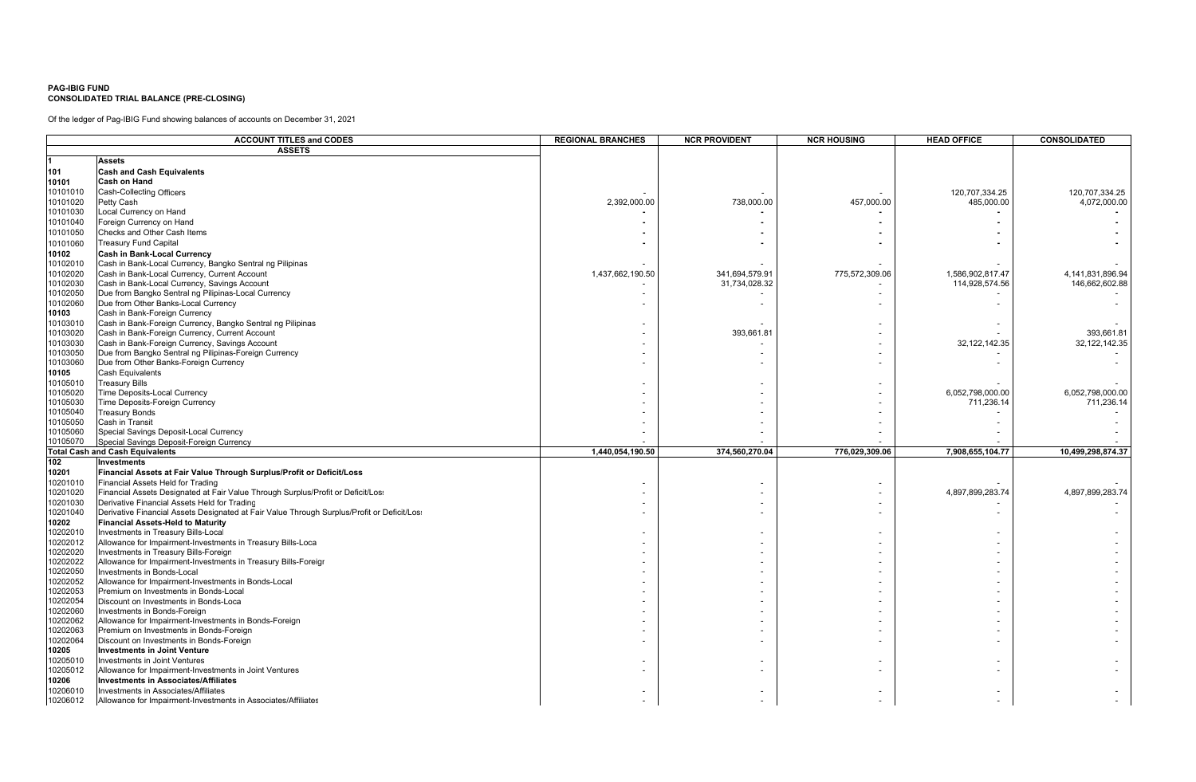**PAG-IBIG FUND**
**CONSOLIDATED TRIAL BALANCE (PRE-CLOSING)**

Of the ledger of Pag-IBIG Fund showing balances of accounts on December 31, 2021

| ACCOUNT TITLES and CODES | | REGIONAL BRANCHES | NCR PROVIDENT | NCR HOUSING | HEAD OFFICE | CONSOLIDATED |
|---|---|---|---|---|---|---|
| **ASSETS** | | | | | | |
| **1** | **Assets** | | | | | |
| **101** | **Cash and Cash Equivalents** | | | | | |
| **10101** | **Cash on Hand** | | | | | |
| 10101010 | Cash-Collecting Officers | - | - | - | 120,707,334.25 | 120,707,334.25 |
| 10101020 | Petty Cash | 2,392,000.00 | 738,000.00 | 457,000.00 | 485,000.00 | 4,072,000.00 |
| 10101030 | Local Currency on Hand | - | - | - | - | - |
| 10101040 | Foreign Currency on Hand | - | - | - | - | - |
| 10101050 | Checks and Other Cash Items | - | - | - | - | - |
| 10101060 | Treasury Fund Capital | - | - | - | - | - |
| **10102** | **Cash in Bank-Local Currency** | | | | | |
| 10102010 | Cash in Bank-Local Currency, Bangko Sentral ng Pilipinas | - | - | - | - | - |
| 10102020 | Cash in Bank-Local Currency, Current Account | 1,437,662,190.50 | 341,694,579.91 | 775,572,309.06 | 1,586,902,817.47 | 4,141,831,896.94 |
| 10102030 | Cash in Bank-Local Currency, Savings Account | - | 31,734,028.32 | - | 114,928,574.56 | 146,662,602.88 |
| 10102050 | Due from Bangko Sentral ng Pilipinas-Local Currency | - | - | - | - | - |
| 10102060 | Due from Other Banks-Local Currency | - | - | - | - | - |
| **10103** | Cash in Bank-Foreign Currency | | | | | |
| 10103010 | Cash in Bank-Foreign Currency, Bangko Sentral ng Pilipinas | - | - | - | - | - |
| 10103020 | Cash in Bank-Foreign Currency, Current Account | - | 393,661.81 | - | - | 393,661.81 |
| 10103030 | Cash in Bank-Foreign Currency, Savings Account | - | - | - | 32,122,142.35 | 32,122,142.35 |
| 10103050 | Due from Bangko Sentral ng Pilipinas-Foreign Currency | - | - | - | - | - |
| 10103060 | Due from Other Banks-Foreign Currency | - | - | - | - | - |
| **10105** | Cash Equivalents | | | | | |
| 10105010 | Treasury Bills | - | - | - | - | - |
| 10105020 | Time Deposits-Local Currency | - | - | - | 6,052,798,000.00 | 6,052,798,000.00 |
| 10105030 | Time Deposits-Foreign Currency | - | - | - | 711,236.14 | 711,236.14 |
| 10105040 | Treasury Bonds | - | - | - | - | - |
| 10105050 | Cash in Transit | - | - | - | - | - |
| 10105060 | Special Savings Deposit-Local Currency | - | - | - | - | - |
| 10105070 | Special Savings Deposit-Foreign Currency | - | - | - | - | - |
| **Total Cash and Cash Equivalents** | | **1,440,054,190.50** | **374,560,270.04** | **776,029,309.06** | **7,908,655,104.77** | **10,499,298,874.37** |
| **102** | **Investments** | | | | | |
| **10201** | **Financial Assets at Fair Value Through Surplus/Profit or Deficit/Loss** | | | | | |
| 10201010 | Financial Assets Held for Trading | - | - | - | - | - |
| 10201020 | Financial Assets Designated at Fair Value Through Surplus/Profit or Deficit/Loss | - | - | - | 4,897,899,283.74 | 4,897,899,283.74 |
| 10201030 | Derivative Financial Assets Held for Trading | - | - | - | - | - |
| 10201040 | Derivative Financial Assets Designated at Fair Value Through Surplus/Profit or Deficit/Loss | - | - | - | - | - |
| **10202** | **Financial Assets-Held to Maturity** | | | | | |
| 10202010 | Investments in Treasury Bills-Local | - | - | - | - | - |
| 10202012 | Allowance for Impairment-Investments in Treasury Bills-Local | - | - | - | - | - |
| 10202020 | Investments in Treasury Bills-Foreign | - | - | - | - | - |
| 10202022 | Allowance for Impairment-Investments in Treasury Bills-Foreign | - | - | - | - | - |
| 10202050 | Investments in Bonds-Local | - | - | - | - | - |
| 10202052 | Allowance for Impairment-Investments in Bonds-Local | - | - | - | - | - |
| 10202053 | Premium on Investments in Bonds-Local | - | - | - | - | - |
| 10202054 | Discount on Investments in Bonds-Local | - | - | - | - | - |
| 10202060 | Investments in Bonds-Foreign | - | - | - | - | - |
| 10202062 | Allowance for Impairment-Investments in Bonds-Foreign | - | - | - | - | - |
| 10202063 | Premium on Investments in Bonds-Foreign | - | - | - | - | - |
| 10202064 | Discount on Investments in Bonds-Foreign | - | - | - | - | - |
| **10205** | **Investments in Joint Venture** | | | | | |
| 10205010 | Investments in Joint Ventures | - | - | - | - | - |
| 10205012 | Allowance for Impairment-Investments in Joint Ventures | - | - | - | - | - |
| **10206** | **Investments in Associates/Affiliates** | | | | | |
| 10206010 | Investments in Associates/Affiliates | - | - | - | - | - |
| 10206012 | Allowance for Impairment-Investments in Associates/Affiliates | - | - | - | - | - |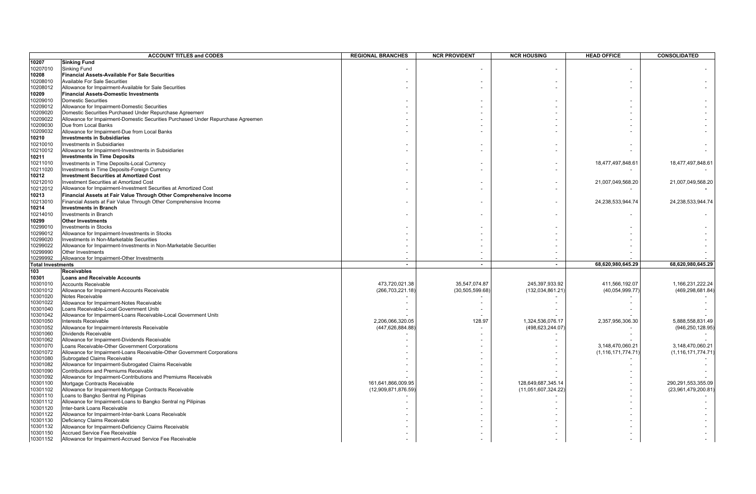| ACCOUNT TITLES and CODES | | REGIONAL BRANCHES | NCR PROVIDENT | NCR HOUSING | HEAD OFFICE | CONSOLIDATED |
|---|---|---|---|---|---|---|
| **10207** | **Sinking Fund** | | | | | |
| 10207010 | Sinking Fund | - | - | - | - | - |
| **10208** | **Financial Assets-Available For Sale Securities** | | | | | |
| 10208010 | Available For Sale Securities | - | - | - | - | - |
| 10208012 | Allowance for Impairment-Available for Sale Securities | - | - | - | - | - |
| **10209** | **Financial Assets-Domestic Investments** | | | | | |
| 10209010 | Domestic Securities | - | - | - | - | - |
| 10209012 | Allowance for Impairment-Domestic Securities | - | - | - | - | - |
| 10209020 | Domestic Securities Purchased Under Repurchase Agreement | - | - | - | - | - |
| 10209022 | Allowance for Impairment-Domestic Securities Purchased Under Repurchase Agreemen | - | - | - | - | - |
| 10209030 | Due from Local Banks | - | - | - | - | - |
| 10209032 | Allowance for Impairment-Due from Local Banks | - | - | - | - | - |
| **10210** | **Investments in Subsidiaries** | | | | | |
| 10210010 | Investments in Subsidiaries | - | - | - | - | - |
| 10210012 | Allowance for Impairment-Investments in Subsidiaries | - | - | - | - | - |
| **10211** | **Investments in Time Deposits** | | | | | |
| 10211010 | Investments in Time Deposits-Local Currency | - | - | - | 18,477,497,848.61 | 18,477,497,848.61 |
| 10211020 | Investments in Time Deposits-Foreign Currency | - | - | - | - | - |
| **10212** | **Investment Securities at Amortized Cost** | | | | | |
| 10212010 | Investment Securities at Amortized Cost | - | - | - | 21,007,049,568.20 | 21,007,049,568.20 |
| 10212012 | Allowance for Impairment-Investment Securities at Amortized Cost | - | - | - | - | - |
| **10213** | **Financial Assets at Fair Value Through Other Comprehensive Income** | | | | | |
| 10213010 | Financial Assets at Fair Value Through Other Comprehensive Income | - | - | - | 24,238,533,944.74 | 24,238,533,944.74 |
| **10214** | **Investments in Branch** | | | | | |
| 10214010 | Investments in Branch | - | - | - | - | - |
| **10299** | **Other Investments** | | | | | |
| 10299010 | Investments in Stocks | - | - | - | - | - |
| 10299012 | Allowance for Impairment-Investments in Stocks | - | - | - | - | - |
| 10299020 | Investments in Non-Marketable Securities | - | - | - | - | - |
| 10299022 | Allowance for Impairment-Investments in Non-Marketable Securities | - | - | - | - | - |
| 10299990 | Other Investments | - | - | - | - | - |
| 10299992 | Allowance for Impairment-Other Investments | - | - | - | - | - |
| **Total Investments** | | **-** | **-** | **-** | **68,620,980,645.29** | **68,620,980,645.29** |
| **103** | **Receivables** | | | | | |
| **10301** | **Loans and Receivable Accounts** | | | | | |
| 10301010 | Accounts Receivable | 473,720,021.38 | 35,547,074.87 | 245,397,933.92 | 411,566,192.07 | 1,166,231,222.24 |
| 10301012 | Allowance for Impairment-Accounts Receivable | (266,703,221.18) | (30,505,599.68) | (132,034,861.21) | (40,054,999.77) | (469,298,681.84) |
| 10301020 | Notes Receivable | - | - | - | - | - |
| 10301022 | Allowance for Impairment-Notes Receivable | - | - | - | - | - |
| 10301040 | Loans Receivable-Local Government Units | - | - | - | - | - |
| 10301042 | Allowance for Impairment-Loans Receivable-Local Government Units | - | - | - | - | - |
| 10301050 | Interests Receivable | 2,206,066,320.05 | 128.97 | 1,324,536,076.17 | 2,357,956,306.30 | 5,888,558,831.49 |
| 10301052 | Allowance for Impairment-Interests Receivable | (447,626,884.88) | - | (498,623,244.07) | - | (946,250,128.95) |
| 10301060 | Dividends Receivable | - | - | - | - | - |
| 10301062 | Allowance for Impairment-Dividends Receivable | - | - | - | - | - |
| 10301070 | Loans Receivable-Other Government Corporations | - | - | - | 3,148,470,060.21 | 3,148,470,060.21 |
| 10301072 | Allowance for Impairment-Loans Receivable-Other Government Corporations | - | - | - | (1,116,171,774.71) | (1,116,171,774.71) |
| 10301080 | Subrogated Claims Receivable | - | - | - | - | - |
| 10301082 | Allowance for Impairment-Subrogated Claims Receivable | - | - | - | - | - |
| 10301090 | Contributions and Premiums Receivable | - | - | - | - | - |
| 10301092 | Allowance for Impairment-Contributions and Premiums Receivable | - | - | - | - | - |
| 10301100 | Mortgage Contracts Receivable | 161,641,866,009.95 | - | 128,649,687,345.14 | - | 290,291,553,355.09 |
| 10301102 | Allowance for Impairment-Mortgage Contracts Receivable | (12,909,871,876.59) | - | (11,051,607,324.22) | - | (23,961,479,200.81) |
| 10301110 | Loans to Bangko Sentral ng Pilipinas | - | - | - | - | - |
| 10301112 | Allowance for Impairment-Loans to Bangko Sentral ng Pilipinas | - | - | - | - | - |
| 10301120 | Inter-bank Loans Receivable | - | - | - | - | - |
| 10301122 | Allowance for Impairment-Inter-bank Loans Receivable | - | - | - | - | - |
| 10301130 | Deficiency Claims Receivable | - | - | - | - | - |
| 10301132 | Allowance for Impairment-Deficiency Claims Receivable | - | - | - | - | - |
| 10301150 | Accrued Service Fee Receivable | - | - | - | - | - |
| 10301152 | Allowance for Impairment-Accrued Service Fee Receivable | - | - | - | - | - |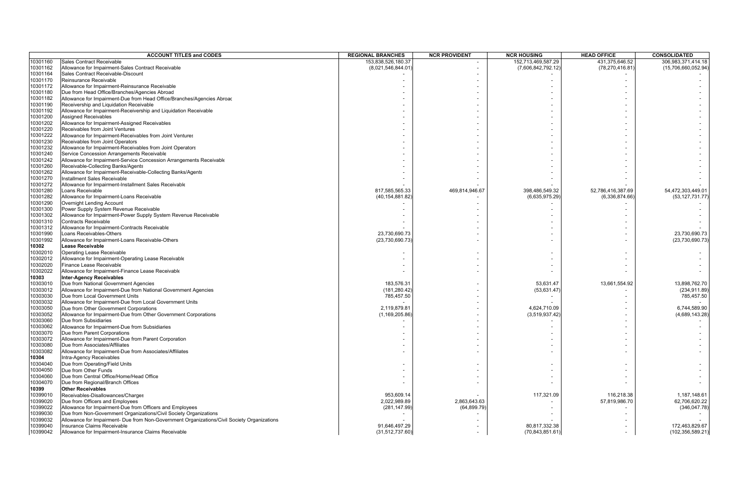| | ACCOUNT TITLES and CODES | REGIONAL BRANCHES | NCR PROVIDENT | NCR HOUSING | HEAD OFFICE | CONSOLIDATED |
|---|---|---|---|---|---|---|
| 10301160 | Sales Contract Receivable | 153,838,526,180.37 | - | 152,713,469,587.29 | 431,375,646.52 | 306,983,371,414.18 |
| 10301162 | Allowance for Impairment-Sales Contract Receivable | (8,021,546,844.01) | - | (7,606,842,792.12) | (78,270,416.81) | (15,706,660,052.94) |
| 10301164 | Sales Contract Receivable-Discount | - | - | - | - | - |
| 10301170 | Reinsurance Receivable | - | - | - | - | - |
| 10301172 | Allowance for Impairment-Reinsurance Receivable | - | - | - | - | - |
| 10301180 | Due from Head Office/Branches/Agencies Abroad | - | - | - | - | - |
| 10301182 | Allowance for Impairment-Due from Head Office/Branches/Agencies Abroad | - | - | - | - | - |
| 10301190 | Receivership and Liquidation Receivable | - | - | - | - | - |
| 10301192 | Allowance for Impairment-Receivership and Liquidation Receivable | - | - | - | - | - |
| 10301200 | Assigned Receivables | - | - | - | - | - |
| 10301202 | Allowance for Impairment-Assigned Receivables | - | - | - | - | - |
| 10301220 | Receivables from Joint Ventures | - | - | - | - | - |
| 10301222 | Allowance for Impairment-Receivables from Joint Ventures | - | - | - | - | - |
| 10301230 | Receivables from Joint Operators | - | - | - | - | - |
| 10301232 | Allowance for Impairment-Receivables from Joint Operators | - | - | - | - | - |
| 10301240 | Service Concession Arrangements Receivable | - | - | - | - | - |
| 10301242 | Allowance for Impairment-Service Concession Arrangements Receivable | - | - | - | - | - |
| 10301260 | Receivable-Collecting Banks/Agents | - | - | - | - | - |
| 10301262 | Allowance for Impairment-Receivable-Collecting Banks/Agents | - | - | - | - | - |
| 10301270 | Installment Sales Receivable | - | - | - | - | - |
| 10301272 | Allowance for Impairment-Installment Sales Receivable | - | - | - | - | - |
| 10301280 | Loans Receivable | 817,585,565.33 | 469,814,946.67 | 398,486,549.32 | 52,786,416,387.69 | 54,472,303,449.01 |
| 10301282 | Allowance for Impairment-Loans Receivable | (40,154,881.82) | - | (6,635,975.29) | (6,336,874.66) | (53,127,731.77) |
| 10301290 | Overnight Lending Account | - | - | - | - | - |
| 10301300 | Power Supply System Revenue Receivable | - | - | - | - | - |
| 10301302 | Allowance for Impairment-Power Supply System Revenue Receivable | - | - | - | - | - |
| 10301310 | Contracts Receivable | - | - | - | - | - |
| 10301312 | Allowance for Impairment-Contracts Receivable | - | - | - | - | - |
| 10301990 | Loans Receivables-Others | 23,730,690.73 | - | - | - | 23,730,690.73 |
| 10301992 | Allowance for Impairment-Loans Receivable-Others | (23,730,690.73) | - | - | - | (23,730,690.73) |
| **10302** | **Lease Receivable** | | | | | |
| 10302010 | Operating Lease Receivable | - | - | - | - | - |
| 10302012 | Allowance for Impairment-Operating Lease Receivable | - | - | - | - | - |
| 10302020 | Finance Lease Receivable | - | - | - | - | - |
| 10302022 | Allowance for Impairment-Finance Lease Receivable | - | - | - | - | - |
| **10303** | **Inter-Agency Receivables** | | | | | |
| 10303010 | Due from National Government Agencies | 183,576.31 | - | 53,631.47 | 13,661,554.92 | 13,898,762.70 |
| 10303012 | Allowance for Impairment-Due from National Government Agencies | (181,280.42) | - | (53,631.47) | - | (234,911.89) |
| 10303030 | Due from Local Government Units | 785,457.50 | - | - | - | 785,457.50 |
| 10303032 | Allowance for Impairment-Due from Local Government Units | - | - | - | - | - |
| 10303050 | Due from Other Government Corporations | 2,119,879.81 | - | 4,624,710.09 | - | 6,744,589.90 |
| 10303052 | Allowance for Impairment-Due from Other Government Corporations | (1,169,205.86) | - | (3,519,937.42) | - | (4,689,143.28) |
| 10303060 | Due from Subsidiaries | - | - | - | - | - |
| 10303062 | Allowance for Impairment-Due from Subsidiaries | - | - | - | - | - |
| 10303070 | Due from Parent Corporations | - | - | - | - | - |
| 10303072 | Allowance for Impairment-Due from Parent Corporation | - | - | - | - | - |
| 10303080 | Due from Associates/Affiliates | - | - | - | - | - |
| 10303082 | Allowance for Impairment-Due from Associates/Affiliates | - | - | - | - | - |
| **10304** | Intra-Agency Receivables | | | | | |
| 10304040 | Due from Operating/Field Units | - | - | - | - | - |
| 10304050 | Due from Other Funds | - | - | - | - | - |
| 10304060 | Due from Central Office/Home/Head Office | - | - | - | - | - |
| 10304070 | Due from Regional/Branch Offices | - | - | - | - | - |
| **10399** | **Other Receivables** | | | | | |
| 10399010 | Receivables-Disallowances/Charges | 953,609.14 | - | 117,321.09 | 116,218.38 | 1,187,148.61 |
| 10399020 | Due from Officers and Employees | 2,022,989.89 | 2,863,643.63 | - | 57,819,986.70 | 62,706,620.22 |
| 10399022 | Allowance for Impairment-Due from Officers and Employees | (281,147.99) | (64,899.79) | - | - | (346,047.78) |
| 10399030 | Due from Non-Government Organizations/Civil Society Organizations | - | - | - | - | - |
| 10399032 | Allowance for Impairment- Due from Non-Government Organizations/Civil Society Organizations | - | - | - | - | - |
| 10399040 | Insurance Claims Receivable | 91,646,497.29 | - | 80,817,332.38 | - | 172,463,829.67 |
| 10399042 | Allowance for Impairment-Insurance Claims Receivable | (31,512,737.60) | - | (70,843,851.61) | - | (102,356,589.21) |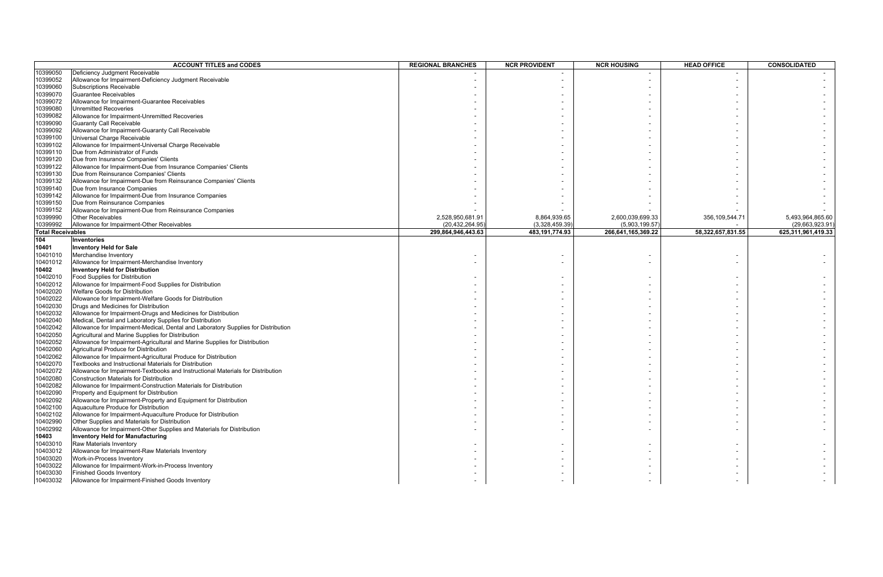| ACCOUNT TITLES and CODES | | REGIONAL BRANCHES | NCR PROVIDENT | NCR HOUSING | HEAD OFFICE | CONSOLIDATED |
|---|---|---|---|---|---|---|
| 10399050 | Deficiency Judgment Receivable | - | - | - | - | - |
| 10399052 | Allowance for Impairment-Deficiency Judgment Receivable | - | - | - | - | - |
| 10399060 | Subscriptions Receivable | - | - | - | - | - |
| 10399070 | Guarantee Receivables | - | - | - | - | - |
| 10399072 | Allowance for Impairment-Guarantee Receivables | - | - | - | - | - |
| 10399080 | Unremitted Recoveries | - | - | - | - | - |
| 10399082 | Allowance for Impairment-Unremitted Recoveries | - | - | - | - | - |
| 10399090 | Guaranty Call Receivable | - | - | - | - | - |
| 10399092 | Allowance for Impairment-Guaranty Call Receivable | - | - | - | - | - |
| 10399100 | Universal Charge Receivable | - | - | - | - | - |
| 10399102 | Allowance for Impairment-Universal Charge Receivable | - | - | - | - | - |
| 10399110 | Due from Administrator of Funds | - | - | - | - | - |
| 10399120 | Due from Insurance Companies' Clients | - | - | - | - | - |
| 10399122 | Allowance for Impairment-Due from Insurance Companies' Clients | - | - | - | - | - |
| 10399130 | Due from Reinsurance Companies' Clients | - | - | - | - | - |
| 10399132 | Allowance for Impairment-Due from Reinsurance Companies' Clients | - | - | - | - | - |
| 10399140 | Due from Insurance Companies | - | - | - | - | - |
| 10399142 | Allowance for Impairment-Due from Insurance Companies | - | - | - | - | - |
| 10399150 | Due from Reinsurance Companies | - | - | - | - | - |
| 10399152 | Allowance for Impairment-Due from Reinsurance Companies | - | - | - | - | - |
| 10399990 | Other Receivables | 2,528,950,681.91 | 8,864,939.65 | 2,600,039,699.33 | 356,109,544.71 | 5,493,964,865.60 |
| 10399992 | Allowance for Impairment-Other Receivables | (20,432,264.95) | (3,328,459.39) | (5,903,199.57) | - | (29,663,923.91) |
| **Total Receivables** | | **299,864,946,443.63** | **483,191,774.93** | **266,641,165,369.22** | **58,322,657,831.55** | **625,311,961,419.33** |
| **104** | **Inventories** | | | | | |
| **10401** | **Inventory Held for Sale** | | | | | |
| 10401010 | Merchandise Inventory | - | - | - | - | - |
| 10401012 | Allowance for Impairment-Merchandise Inventory | - | - | - | - | - |
| **10402** | **Inventory Held for Distribution** | | | | | |
| 10402010 | Food Supplies for Distribution | - | - | - | - | - |
| 10402012 | Allowance for Impairment-Food Supplies for Distribution | - | - | - | - | - |
| 10402020 | Welfare Goods for Distribution | - | - | - | - | - |
| 10402022 | Allowance for Impairment-Welfare Goods for Distribution | - | - | - | - | - |
| 10402030 | Drugs and Medicines for Distribution | - | - | - | - | - |
| 10402032 | Allowance for Impairment-Drugs and Medicines for Distribution | - | - | - | - | - |
| 10402040 | Medical, Dental and Laboratory Supplies for Distribution | - | - | - | - | - |
| 10402042 | Allowance for Impairment-Medical, Dental and Laboratory Supplies for Distribution | - | - | - | - | - |
| 10402050 | Agricultural and Marine Supplies for Distribution | - | - | - | - | - |
| 10402052 | Allowance for Impairment-Agricultural and Marine Supplies for Distribution | - | - | - | - | - |
| 10402060 | Agricultural Produce for Distribution | - | - | - | - | - |
| 10402062 | Allowance for Impairment-Agricultural Produce for Distribution | - | - | - | - | - |
| 10402070 | Textbooks and Instructional Materials for Distribution | - | - | - | - | - |
| 10402072 | Allowance for Impairment-Textbooks and Instructional Materials for Distribution | - | - | - | - | - |
| 10402080 | Construction Materials for Distribution | - | - | - | - | - |
| 10402082 | Allowance for Impairment-Construction Materials for Distribution | - | - | - | - | - |
| 10402090 | Property and Equipment for Distribution | - | - | - | - | - |
| 10402092 | Allowance for Impairment-Property and Equipment for Distribution | - | - | - | - | - |
| 10402100 | Aquaculture Produce for Distribution | - | - | - | - | - |
| 10402102 | Allowance for Impairment-Aquaculture Produce for Distribution | - | - | - | - | - |
| 10402990 | Other Supplies and Materials for Distribution | - | - | - | - | - |
| 10402992 | Allowance for Impairment-Other Supplies and Materials for Distribution | - | - | - | - | - |
| **10403** | **Inventory Held for Manufacturing** | | | | | |
| 10403010 | Raw Materials Inventory | - | - | - | - | - |
| 10403012 | Allowance for Impairment-Raw Materials Inventory | - | - | - | - | - |
| 10403020 | Work-in-Process Inventory | - | - | - | - | - |
| 10403022 | Allowance for Impairment-Work-in-Process Inventory | - | - | - | - | - |
| 10403030 | Finished Goods Inventory | - | - | - | - | - |
| 10403032 | Allowance for Impairment-Finished Goods Inventory | - | - | - | - | - |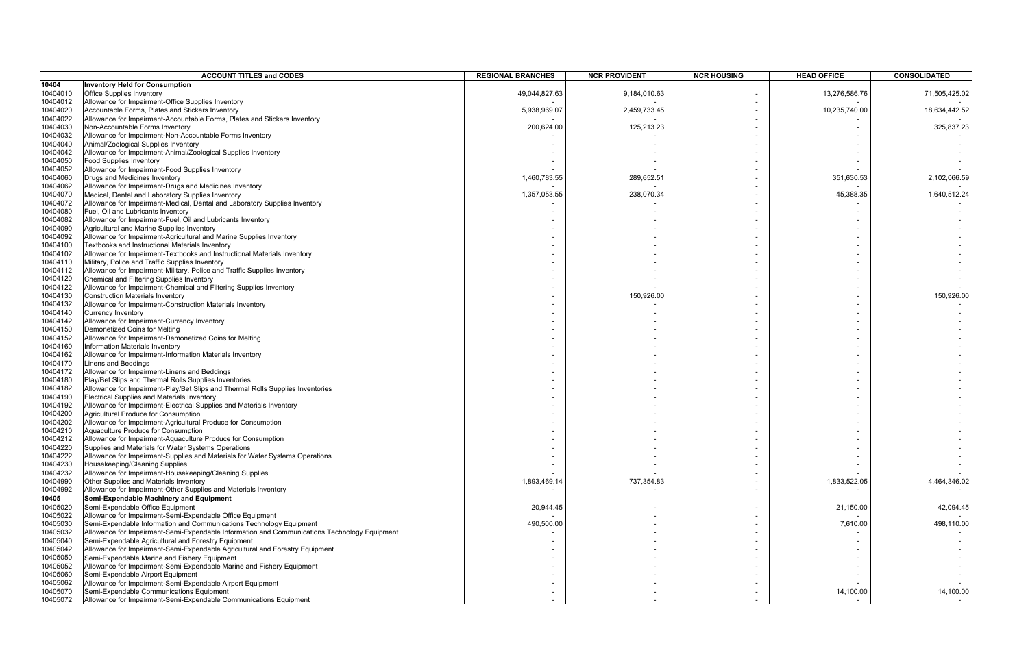| | ACCOUNT TITLES and CODES | REGIONAL BRANCHES | NCR PROVIDENT | NCR HOUSING | HEAD OFFICE | CONSOLIDATED |
|---|---|---|---|---|---|---|
| **10404** | **Inventory Held for Consumption** | | | | | |
| 10404010 | Office Supplies Inventory | 49,044,827.63 | 9,184,010.63 | - | 13,276,586.76 | 71,505,425.02 |
| 10404012 | Allowance for Impairment-Office Supplies Inventory | - | - | - | - | - |
| 10404020 | Accountable Forms, Plates and Stickers Inventory | 5,938,969.07 | 2,459,733.45 | - | 10,235,740.00 | 18,634,442.52 |
| 10404022 | Allowance for Impairment-Accountable Forms, Plates and Stickers Inventory | - | - | - | - | - |
| 10404030 | Non-Accountable Forms Inventory | 200,624.00 | 125,213.23 | - | - | 325,837.23 |
| 10404032 | Allowance for Impairment-Non-Accountable Forms Inventory | - | - | - | - | - |
| 10404040 | Animal/Zoological Supplies Inventory | - | - | - | - | - |
| 10404042 | Allowance for Impairment-Animal/Zoological Supplies Inventory | - | - | - | - | - |
| 10404050 | Food Supplies Inventory | - | - | - | - | - |
| 10404052 | Allowance for Impairment-Food Supplies Inventory | - | - | - | - | - |
| 10404060 | Drugs and Medicines Inventory | 1,460,783.55 | 289,652.51 | - | 351,630.53 | 2,102,066.59 |
| 10404062 | Allowance for Impairment-Drugs and Medicines Inventory | - | - | - | - | - |
| 10404070 | Medical, Dental and Laboratory Supplies Inventory | 1,357,053.55 | 238,070.34 | - | 45,388.35 | 1,640,512.24 |
| 10404072 | Allowance for Impairment-Medical, Dental and Laboratory Supplies Inventory | - | - | - | - | - |
| 10404080 | Fuel, Oil and Lubricants Inventory | - | - | - | - | - |
| 10404082 | Allowance for Impairment-Fuel, Oil and Lubricants Inventory | - | - | - | - | - |
| 10404090 | Agricultural and Marine Supplies Inventory | - | - | - | - | - |
| 10404092 | Allowance for Impairment-Agricultural and Marine Supplies Inventory | - | - | - | - | - |
| 10404100 | Textbooks and Instructional Materials Inventory | - | - | - | - | - |
| 10404102 | Allowance for Impairment-Textbooks and Instructional Materials Inventory | - | - | - | - | - |
| 10404110 | Military, Police and Traffic Supplies Inventory | - | - | - | - | - |
| 10404112 | Allowance for Impairment-Military, Police and Traffic Supplies Inventory | - | - | - | - | - |
| 10404120 | Chemical and Filtering Supplies Inventory | - | - | - | - | - |
| 10404122 | Allowance for Impairment-Chemical and Filtering Supplies Inventory | - | - | - | - | - |
| 10404130 | Construction Materials Inventory | - | 150,926.00 | - | - | 150,926.00 |
| 10404132 | Allowance for Impairment-Construction Materials Inventory | - | - | - | - | - |
| 10404140 | Currency Inventory | - | - | - | - | - |
| 10404142 | Allowance for Impairment-Currency Inventory | - | - | - | - | - |
| 10404150 | Demonetized Coins for Melting | - | - | - | - | - |
| 10404152 | Allowance for Impairment-Demonetized Coins for Melting | - | - | - | - | - |
| 10404160 | Information Materials Inventory | - | - | - | - | - |
| 10404162 | Allowance for Impairment-Information Materials Inventory | - | - | - | - | - |
| 10404170 | Linens and Beddings | - | - | - | - | - |
| 10404172 | Allowance for Impairment-Linens and Beddings | - | - | - | - | - |
| 10404180 | Play/Bet Slips and Thermal Rolls Supplies Inventories | - | - | - | - | - |
| 10404182 | Allowance for Impairment-Play/Bet Slips and Thermal Rolls Supplies Inventories | - | - | - | - | - |
| 10404190 | Electrical Supplies and Materials Inventory | - | - | - | - | - |
| 10404192 | Allowance for Impairment-Electrical Supplies and Materials Inventory | - | - | - | - | - |
| 10404200 | Agricultural Produce for Consumption | - | - | - | - | - |
| 10404202 | Allowance for Impairment-Agricultural Produce for Consumption | - | - | - | - | - |
| 10404210 | Aquaculture Produce for Consumption | - | - | - | - | - |
| 10404212 | Allowance for Impairment-Aquaculture Produce for Consumption | - | - | - | - | - |
| 10404220 | Supplies and Materials for Water Systems Operations | - | - | - | - | - |
| 10404222 | Allowance for Impairment-Supplies and Materials for Water Systems Operations | - | - | - | - | - |
| 10404230 | Housekeeping/Cleaning Supplies | - | - | - | - | - |
| 10404232 | Allowance for Impairment-Housekeeping/Cleaning Supplies | - | - | - | - | - |
| 10404990 | Other Supplies and Materials Inventory | 1,893,469.14 | 737,354.83 | - | 1,833,522.05 | 4,464,346.02 |
| 10404992 | Allowance for Impairment-Other Supplies and Materials Inventory | - | - | - | - | - |
| **10405** | **Semi-Expendable Machinery and Equipment** | | | | | |
| 10405020 | Semi-Expendable Office Equipment | 20,944.45 | - | - | 21,150.00 | 42,094.45 |
| 10405022 | Allowance for Impairment-Semi-Expendable Office Equipment | - | - | - | - | - |
| 10405030 | Semi-Expendable Information and Communications Technology Equipment | 490,500.00 | - | - | 7,610.00 | 498,110.00 |
| 10405032 | Allowance for Impairment-Semi-Expendable Information and Communications Technology Equipment | - | - | - | - | - |
| 10405040 | Semi-Expendable Agricultural and Forestry Equipment | - | - | - | - | - |
| 10405042 | Allowance for Impairment-Semi-Expendable Agricultural and Forestry Equipment | - | - | - | - | - |
| 10405050 | Semi-Expendable Marine and Fishery Equipment | - | - | - | - | - |
| 10405052 | Allowance for Impairment-Semi-Expendable Marine and Fishery Equipment | - | - | - | - | - |
| 10405060 | Semi-Expendable Airport Equipment | - | - | - | - | - |
| 10405062 | Allowance for Impairment-Semi-Expendable Airport Equipment | - | - | - | - | - |
| 10405070 | Semi-Expendable Communications Equipment | - | - | - | 14,100.00 | 14,100.00 |
| 10405072 | Allowance for Impairment-Semi-Expendable Communications Equipment | - | - | - | - | - |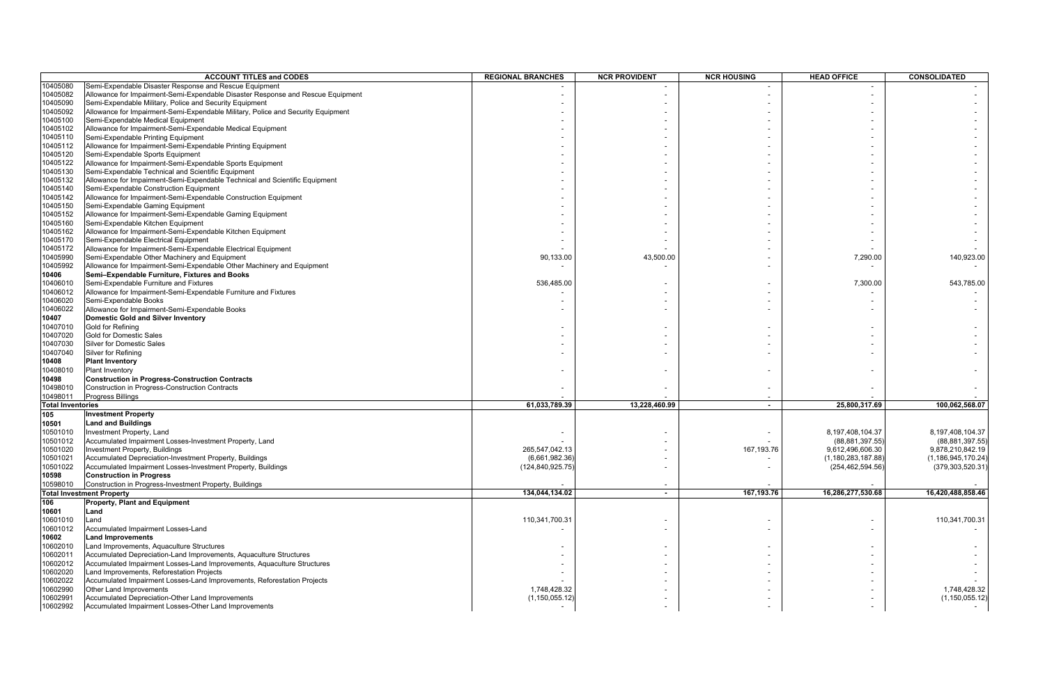| ACCOUNT TITLES and CODES | | REGIONAL BRANCHES | NCR PROVIDENT | NCR HOUSING | HEAD OFFICE | CONSOLIDATED |
|---|---|---|---|---|---|---|
| 10405080 | Semi-Expendable Disaster Response and Rescue Equipment | - | - | - | - | - |
| 10405082 | Allowance for Impairment-Semi-Expendable Disaster Response and Rescue Equipment | - | - | - | - | - |
| 10405090 | Semi-Expendable Military, Police and Security Equipment | - | - | - | - | - |
| 10405092 | Allowance for Impairment-Semi-Expendable Military, Police and Security Equipment | - | - | - | - | - |
| 10405100 | Semi-Expendable Medical Equipment | - | - | - | - | - |
| 10405102 | Allowance for Impairment-Semi-Expendable Medical Equipment | - | - | - | - | - |
| 10405110 | Semi-Expendable Printing Equipment | - | - | - | - | - |
| 10405112 | Allowance for Impairment-Semi-Expendable Printing Equipment | - | - | - | - | - |
| 10405120 | Semi-Expendable Sports Equipment | - | - | - | - | - |
| 10405122 | Allowance for Impairment-Semi-Expendable Sports Equipment | - | - | - | - | - |
| 10405130 | Semi-Expendable Technical and Scientific Equipment | - | - | - | - | - |
| 10405132 | Allowance for Impairment-Semi-Expendable Technical and Scientific Equipment | - | - | - | - | - |
| 10405140 | Semi-Expendable Construction Equipment | - | - | - | - | - |
| 10405142 | Allowance for Impairment-Semi-Expendable Construction Equipment | - | - | - | - | - |
| 10405150 | Semi-Expendable Gaming Equipment | - | - | - | - | - |
| 10405152 | Allowance for Impairment-Semi-Expendable Gaming Equipment | - | - | - | - | - |
| 10405160 | Semi-Expendable Kitchen Equipment | - | - | - | - | - |
| 10405162 | Allowance for Impairment-Semi-Expendable Kitchen Equipment | - | - | - | - | - |
| 10405170 | Semi-Expendable Electrical Equipment | - | - | - | - | - |
| 10405172 | Allowance for Impairment-Semi-Expendable Electrical Equipment | - | - | - | - | - |
| 10405990 | Semi-Expendable Other Machinery and Equipment | 90,133.00 | 43,500.00 | - | 7,290.00 | 140,923.00 |
| 10405992 | Allowance for Impairment-Semi-Expendable Other Machinery and Equipment | - | - | - | - | - |
| **10406** | **Semi–Expendable Furniture, Fixtures and Books** | | | | | |
| 10406010 | Semi-Expendable Furniture and Fixtures | 536,485.00 | - | - | 7,300.00 | 543,785.00 |
| 10406012 | Allowance for Impairment-Semi-Expendable Furniture and Fixtures | - | - | - | - | - |
| 10406020 | Semi-Expendable Books | - | - | - | - | - |
| 10406022 | Allowance for Impairment-Semi-Expendable Books | - | - | - | - | - |
| **10407** | **Domestic Gold and Silver Inventory** | | | | | |
| 10407010 | Gold for Refining | - | - | - | - | - |
| 10407020 | Gold for Domestic Sales | - | - | - | - | - |
| 10407030 | Silver for Domestic Sales | - | - | - | - | - |
| 10407040 | Silver for Refining | - | - | - | - | - |
| **10408** | **Plant Inventory** | | | | | |
| 10408010 | Plant Inventory | - | - | - | - | - |
| **10498** | **Construction in Progress-Construction Contracts** | | | | | |
| 10498010 | Construction in Progress-Construction Contracts | - | - | - | - | - |
| 10498011 | Progress Billings | - | - | - | - | - |
| **Total Inventories** | | **61,033,789.39** | **13,228,460.99** | **-** | **25,800,317.69** | **100,062,568.07** |
| **105** | **Investment Property** | | | | | |
| **10501** | **Land and Buildings** | | | | | |
| 10501010 | Investment Property, Land | - | - | - | 8,197,408,104.37 | 8,197,408,104.37 |
| 10501012 | Accumulated Impairment Losses-Investment Property, Land | - | - | - | (88,881,397.55) | (88,881,397.55) |
| 10501020 | Investment Property, Buildings | 265,547,042.13 | - | 167,193.76 | 9,612,496,606.30 | 9,878,210,842.19 |
| 10501021 | Accumulated Depreciation-Investment Property, Buildings | (6,661,982.36) | - | - | (1,180,283,187.88) | (1,186,945,170.24) |
| 10501022 | Accumulated Impairment Losses-Investment Property, Buildings | (124,840,925.75) | - | - | (254,462,594.56) | (379,303,520.31) |
| **10598** | **Construction in Progress** | | | | | |
| 10598010 | Construction in Progress-Investment Property, Buildings | - | - | - | - | - |
| **Total Investment Property** | | **134,044,134.02** | **-** | **167,193.76** | **16,286,277,530.68** | **16,420,488,858.46** |
| **106** | **Property, Plant and Equipment** | | | | | |
| **10601** | **Land** | | | | | |
| 10601010 | Land | 110,341,700.31 | - | - | - | 110,341,700.31 |
| 10601012 | Accumulated Impairment Losses-Land | - | - | - | - | - |
| **10602** | **Land Improvements** | | | | | |
| 10602010 | Land Improvements, Aquaculture Structures | - | - | - | - | - |
| 10602011 | Accumulated Depreciation-Land Improvements, Aquaculture Structures | - | - | - | - | - |
| 10602012 | Accumulated Impairment Losses-Land Improvements, Aquaculture Structures | - | - | - | - | - |
| 10602020 | Land Improvements, Reforestation Projects | - | - | - | - | - |
| 10602022 | Accumulated Impairment Losses-Land Improvements, Reforestation Projects | - | - | - | - | - |
| 10602990 | Other Land Improvements | 1,748,428.32 | - | - | - | 1,748,428.32 |
| 10602991 | Accumulated Depreciation-Other Land Improvements | (1,150,055.12) | - | - | - | (1,150,055.12) |
| 10602992 | Accumulated Impairment Losses-Other Land Improvements | - | - | - | - | - |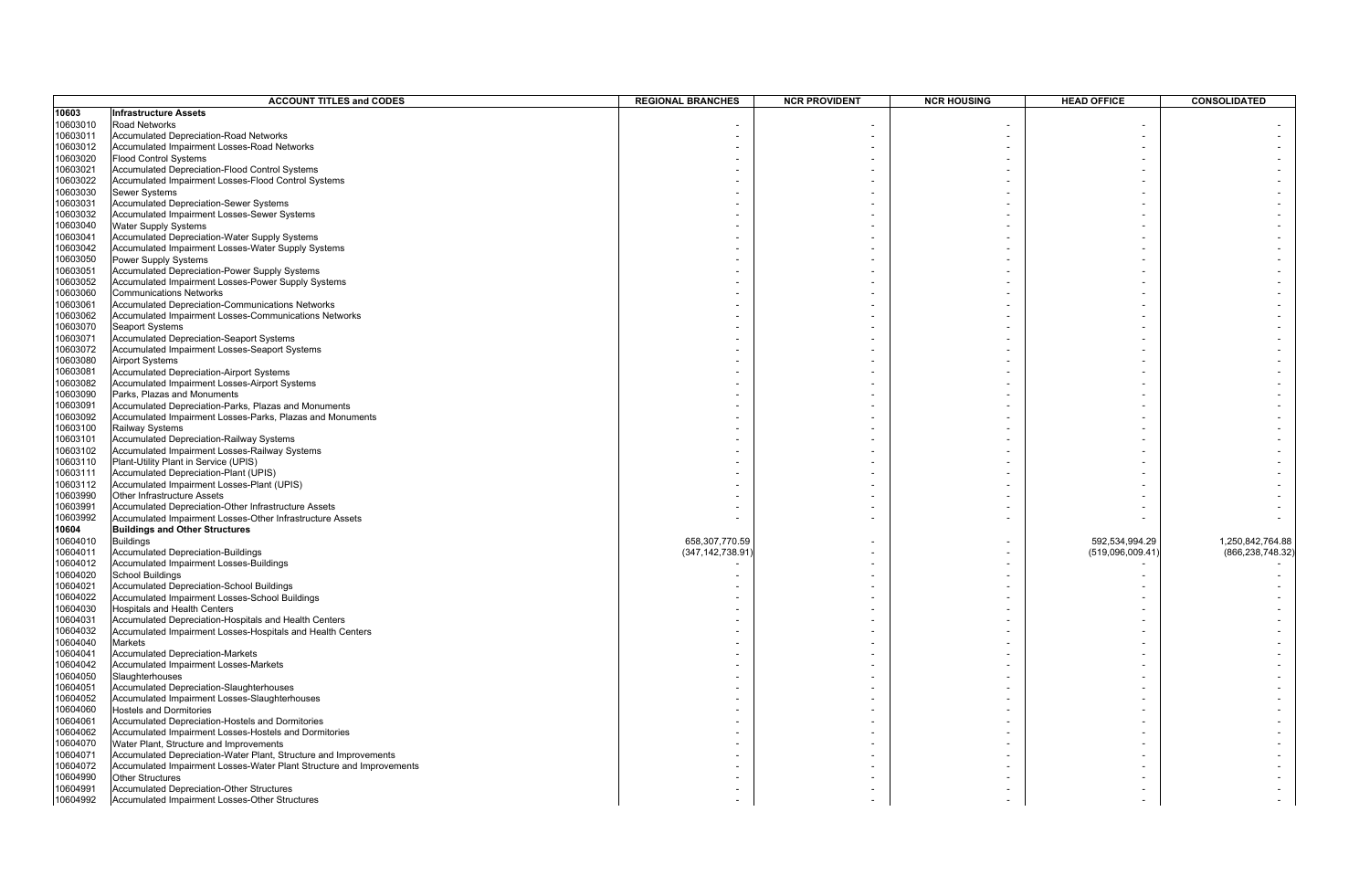| ACCOUNT TITLES and CODES | | REGIONAL BRANCHES | NCR PROVIDENT | NCR HOUSING | HEAD OFFICE | CONSOLIDATED |
|---|---|---|---|---|---|---|
| **10603** | **Infrastructure Assets** | | | | | |
| 10603010 | Road Networks | - | - | - | - | - |
| 10603011 | Accumulated Depreciation-Road Networks | - | - | - | - | - |
| 10603012 | Accumulated Impairment Losses-Road Networks | - | - | - | - | - |
| 10603020 | Flood Control Systems | - | - | - | - | - |
| 10603021 | Accumulated Depreciation-Flood Control Systems | - | - | - | - | - |
| 10603022 | Accumulated Impairment Losses-Flood Control Systems | - | - | - | - | - |
| 10603030 | Sewer Systems | - | - | - | - | - |
| 10603031 | Accumulated Depreciation-Sewer Systems | - | - | - | - | - |
| 10603032 | Accumulated Impairment Losses-Sewer Systems | - | - | - | - | - |
| 10603040 | Water Supply Systems | - | - | - | - | - |
| 10603041 | Accumulated Depreciation-Water Supply Systems | - | - | - | - | - |
| 10603042 | Accumulated Impairment Losses-Water Supply Systems | - | - | - | - | - |
| 10603050 | Power Supply Systems | - | - | - | - | - |
| 10603051 | Accumulated Depreciation-Power Supply Systems | - | - | - | - | - |
| 10603052 | Accumulated Impairment Losses-Power Supply Systems | - | - | - | - | - |
| 10603060 | Communications Networks | - | - | - | - | - |
| 10603061 | Accumulated Depreciation-Communications Networks | - | - | - | - | - |
| 10603062 | Accumulated Impairment Losses-Communications Networks | - | - | - | - | - |
| 10603070 | Seaport Systems | - | - | - | - | - |
| 10603071 | Accumulated Depreciation-Seaport Systems | - | - | - | - | - |
| 10603072 | Accumulated Impairment Losses-Seaport Systems | - | - | - | - | - |
| 10603080 | Airport Systems | - | - | - | - | - |
| 10603081 | Accumulated Depreciation-Airport Systems | - | - | - | - | - |
| 10603082 | Accumulated Impairment Losses-Airport Systems | - | - | - | - | - |
| 10603090 | Parks, Plazas and Monuments | - | - | - | - | - |
| 10603091 | Accumulated Depreciation-Parks, Plazas and Monuments | - | - | - | - | - |
| 10603092 | Accumulated Impairment Losses-Parks, Plazas and Monuments | - | - | - | - | - |
| 10603100 | Railway Systems | - | - | - | - | - |
| 10603101 | Accumulated Depreciation-Railway Systems | - | - | - | - | - |
| 10603102 | Accumulated Impairment Losses-Railway Systems | - | - | - | - | - |
| 10603110 | Plant-Utility Plant in Service (UPIS) | - | - | - | - | - |
| 10603111 | Accumulated Depreciation-Plant (UPIS) | - | - | - | - | - |
| 10603112 | Accumulated Impairment Losses-Plant (UPIS) | - | - | - | - | - |
| 10603990 | Other Infrastructure Assets | - | - | - | - | - |
| 10603991 | Accumulated Depreciation-Other Infrastructure Assets | - | - | - | - | - |
| 10603992 | Accumulated Impairment Losses-Other Infrastructure Assets | - | - | - | - | - |
| **10604** | **Buildings and Other Structures** | | | | | |
| 10604010 | Buildings | 658,307,770.59 | - | - | 592,534,994.29 | 1,250,842,764.88 |
| 10604011 | Accumulated Depreciation-Buildings | (347,142,738.91) | - | - | (519,096,009.41) | (866,238,748.32) |
| 10604012 | Accumulated Impairment Losses-Buildings | - | - | - | - | - |
| 10604020 | School Buildings | - | - | - | - | - |
| 10604021 | Accumulated Depreciation-School Buildings | - | - | - | - | - |
| 10604022 | Accumulated Impairment Losses-School Buildings | - | - | - | - | - |
| 10604030 | Hospitals and Health Centers | - | - | - | - | - |
| 10604031 | Accumulated Depreciation-Hospitals and Health Centers | - | - | - | - | - |
| 10604032 | Accumulated Impairment Losses-Hospitals and Health Centers | - | - | - | - | - |
| 10604040 | Markets | - | - | - | - | - |
| 10604041 | Accumulated Depreciation-Markets | - | - | - | - | - |
| 10604042 | Accumulated Impairment Losses-Markets | - | - | - | - | - |
| 10604050 | Slaughterhouses | - | - | - | - | - |
| 10604051 | Accumulated Depreciation-Slaughterhouses | - | - | - | - | - |
| 10604052 | Accumulated Impairment Losses-Slaughterhouses | - | - | - | - | - |
| 10604060 | Hostels and Dormitories | - | - | - | - | - |
| 10604061 | Accumulated Depreciation-Hostels and Dormitories | - | - | - | - | - |
| 10604062 | Accumulated Impairment Losses-Hostels and Dormitories | - | - | - | - | - |
| 10604070 | Water Plant, Structure and Improvements | - | - | - | - | - |
| 10604071 | Accumulated Depreciation-Water Plant, Structure and Improvements | - | - | - | - | - |
| 10604072 | Accumulated Impairment Losses-Water Plant Structure and Improvements | - | - | - | - | - |
| 10604990 | Other Structures | - | - | - | - | - |
| 10604991 | Accumulated Depreciation-Other Structures | - | - | - | - | - |
| 10604992 | Accumulated Impairment Losses-Other Structures | - | - | - | - | - |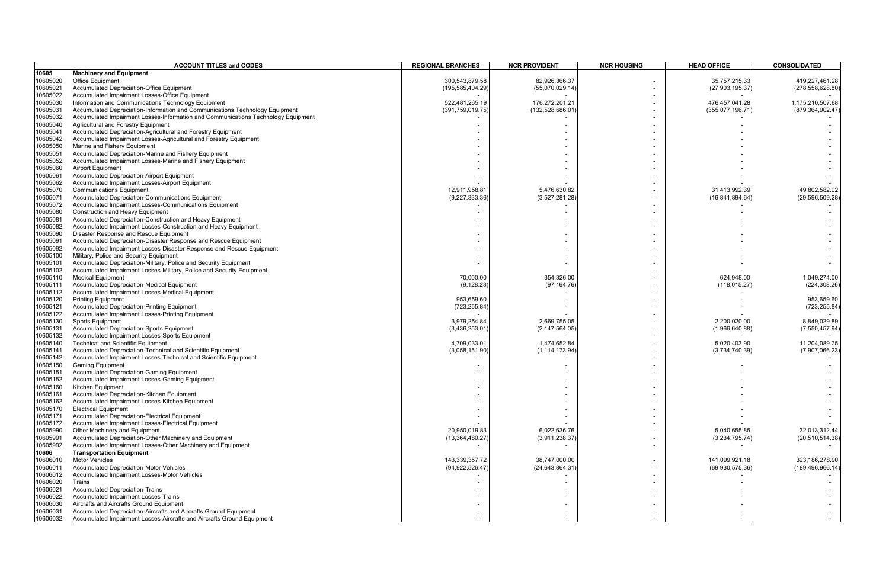| | ACCOUNT TITLES and CODES | REGIONAL BRANCHES | NCR PROVIDENT | NCR HOUSING | HEAD OFFICE | CONSOLIDATED |
|---|---|---|---|---|---|---|
| **10605** | **Machinery and Equipment** | | | | | |
| 10605020 | Office Equipment | 300,543,879.58 | 82,926,366.37 | - | 35,757,215.33 | 419,227,461.28 |
| 10605021 | Accumulated Depreciation-Office Equipment | (195,585,404.29) | (55,070,029.14) | - | (27,903,195.37) | (278,558,628.80) |
| 10605022 | Accumulated Impairment Losses-Office Equipment | - | - | - | - | - |
| 10605030 | Information and Communications Technology Equipment | 522,481,265.19 | 176,272,201.21 | - | 476,457,041.28 | 1,175,210,507.68 |
| 10605031 | Accumulated Depreciation-Information and Communications Technology Equipment | (391,759,019.75) | (132,528,686.01) | - | (355,077,196.71) | (879,364,902.47) |
| 10605032 | Accumulated Impairment Losses-Information and Communications Technology Equipment | - | - | - | - | - |
| 10605040 | Agricultural and Forestry Equipment | - | - | - | - | - |
| 10605041 | Accumulated Depreciation-Agricultural and Forestry Equipment | - | - | - | - | - |
| 10605042 | Accumulated Impairment Losses-Agricultural and Forestry Equipment | - | - | - | - | - |
| 10605050 | Marine and Fishery Equipment | - | - | - | - | - |
| 10605051 | Accumulated Depreciation-Marine and Fishery Equipment | - | - | - | - | - |
| 10605052 | Accumulated Impairment Losses-Marine and Fishery Equipment | - | - | - | - | - |
| 10605060 | Airport Equipment | - | - | - | - | - |
| 10605061 | Accumulated Depreciation-Airport Equipment | - | - | - | - | - |
| 10605062 | Accumulated Impairment Losses-Airport Equipment | - | - | - | - | - |
| 10605070 | Communications Equipment | 12,911,958.81 | 5,476,630.82 | - | 31,413,992.39 | 49,802,582.02 |
| 10605071 | Accumulated Depreciation-Communications Equipment | (9,227,333.36) | (3,527,281.28) | - | (16,841,894.64) | (29,596,509.28) |
| 10605072 | Accumulated Impairment Losses-Communications Equipment | - | - | - | - | - |
| 10605080 | Construction and Heavy Equipment | - | - | - | - | - |
| 10605081 | Accumulated Depreciation-Construction and Heavy Equipment | - | - | - | - | - |
| 10605082 | Accumulated Impairment Losses-Construction and Heavy Equipment | - | - | - | - | - |
| 10605090 | Disaster Response and Rescue Equipment | - | - | - | - | - |
| 10605091 | Accumulated Depreciation-Disaster Response and Rescue Equipment | - | - | - | - | - |
| 10605092 | Accumulated Impairment Losses-Disaster Response and Rescue Equipment | - | - | - | - | - |
| 10605100 | Military, Police and Security Equipment | - | - | - | - | - |
| 10605101 | Accumulated Depreciation-Military, Police and Security Equipment | - | - | - | - | - |
| 10605102 | Accumulated Impairment Losses-Military, Police and Security Equipment | - | - | - | - | - |
| 10605110 | Medical Equipment | 70,000.00 | 354,326.00 | - | 624,948.00 | 1,049,274.00 |
| 10605111 | Accumulated Depreciation-Medical Equipment | (9,128.23) | (97,164.76) | - | (118,015.27) | (224,308.26) |
| 10605112 | Accumulated Impairment Losses-Medical Equipment | - | - | - | - | - |
| 10605120 | Printing Equipment | 953,659.60 | - | - | - | 953,659.60 |
| 10605121 | Accumulated Depreciation-Printing Equipment | (723,255.84) | - | - | - | (723,255.84) |
| 10605122 | Accumulated Impairment Losses-Printing Equipment | - | - | - | - | - |
| 10605130 | Sports Equipment | 3,979,254.84 | 2,669,755.05 | - | 2,200,020.00 | 8,849,029.89 |
| 10605131 | Accumulated Depreciation-Sports Equipment | (3,436,253.01) | (2,147,564.05) | - | (1,966,640.88) | (7,550,457.94) |
| 10605132 | Accumulated Impairment Losses-Sports Equipment | - | - | - | - | - |
| 10605140 | Technical and Scientific Equipment | 4,709,033.01 | 1,474,652.84 | - | 5,020,403.90 | 11,204,089.75 |
| 10605141 | Accumulated Depreciation-Technical and Scientific Equipment | (3,058,151.90) | (1,114,173.94) | - | (3,734,740.39) | (7,907,066.23) |
| 10605142 | Accumulated Impairment Losses-Technical and Scientific Equipment | - | - | - | - | - |
| 10605150 | Gaming Equipment | - | - | - | - | - |
| 10605151 | Accumulated Depreciation-Gaming Equipment | - | - | - | - | - |
| 10605152 | Accumulated Impairment Losses-Gaming Equipment | - | - | - | - | - |
| 10605160 | Kitchen Equipment | - | - | - | - | - |
| 10605161 | Accumulated Depreciation-Kitchen Equipment | - | - | - | - | - |
| 10605162 | Accumulated Impairment Losses-Kitchen Equipment | - | - | - | - | - |
| 10605170 | Electrical Equipment | - | - | - | - | - |
| 10605171 | Accumulated Depreciation-Electrical Equipment | - | - | - | - | - |
| 10605172 | Accumulated Impairment Losses-Electrical Equipment | - | - | - | - | - |
| 10605990 | Other Machinery and Equipment | 20,950,019.83 | 6,022,636.76 | - | 5,040,655.85 | 32,013,312.44 |
| 10605991 | Accumulated Depreciation-Other Machinery and Equipment | (13,364,480.27) | (3,911,238.37) | - | (3,234,795.74) | (20,510,514.38) |
| 10605992 | Accumulated Impairment Losses-Other Machinery and Equipment | - | - | - | - | - |
| **10606** | **Transportation Equipment** | | | | | |
| 10606010 | Motor Vehicles | 143,339,357.72 | 38,747,000.00 | - | 141,099,921.18 | 323,186,278.90 |
| 10606011 | Accumulated Depreciation-Motor Vehicles | (94,922,526.47) | (24,643,864.31) | - | (69,930,575.36) | (189,496,966.14) |
| 10606012 | Accumulated Impairment Losses-Motor Vehicles | - | - | - | - | - |
| 10606020 | Trains | - | - | - | - | - |
| 10606021 | Accumulated Depreciation-Trains | - | - | - | - | - |
| 10606022 | Accumulated Impairment Losses-Trains | - | - | - | - | - |
| 10606030 | Aircrafts and Aircrafts Ground Equipment | - | - | - | - | - |
| 10606031 | Accumulated Depreciation-Aircrafts and Aircrafts Ground Equipment | - | - | - | - | - |
| 10606032 | Accumulated Impairment Losses-Aircrafts and Aircrafts Ground Equipment | - | - | - | - | - |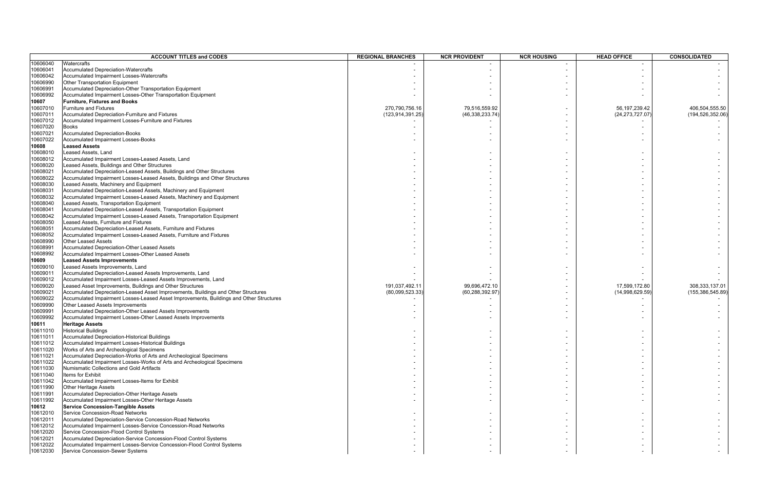| ACCOUNT TITLES and CODES | | REGIONAL BRANCHES | NCR PROVIDENT | NCR HOUSING | HEAD OFFICE | CONSOLIDATED |
|---|---|---|---|---|---|---|
| 10606040 | Watercrafts | - | - | - | - | - |
| 10606041 | Accumulated Depreciation-Watercrafts | - | - | - | - | - |
| 10606042 | Accumulated Impairment Losses-Watercrafts | - | - | - | - | - |
| 10606990 | Other Transportation Equipment | - | - | - | - | - |
| 10606991 | Accumulated Depreciation-Other Transportation Equipment | - | - | - | - | - |
| 10606992 | Accumulated Impairment Losses-Other Transportation Equipment | - | - | - | - | - |
| **10607** | **Furniture, Fixtures and Books** | | | | | |
| 10607010 | Furniture and Fixtures | 270,790,756.16 | 79,516,559.92 | - | 56,197,239.42 | 406,504,555.50 |
| 10607011 | Accumulated Depreciation-Furniture and Fixtures | (123,914,391.25) | (46,338,233.74) | - | (24,273,727.07) | (194,526,352.06) |
| 10607012 | Accumulated Impairment Losses-Furniture and Fixtures | - | - | - | - | - |
| 10607020 | Books | - | - | - | - | - |
| 10607021 | Accumulated Depreciation-Books | - | - | - | - | - |
| 10607022 | Accumulated Impairment Losses-Books | - | - | - | - | - |
| **10608** | **Leased Assets** | | | | | |
| 10608010 | Leased Assets, Land | - | - | - | - | - |
| 10608012 | Accumulated Impairment Losses-Leased Assets, Land | - | - | - | - | - |
| 10608020 | Leased Assets, Buildings and Other Structures | - | - | - | - | - |
| 10608021 | Accumulated Depreciation-Leased Assets, Buildings and Other Structures | - | - | - | - | - |
| 10608022 | Accumulated Impairment Losses-Leased Assets, Buildings and Other Structures | - | - | - | - | - |
| 10608030 | Leased Assets, Machinery and Equipment | - | - | - | - | - |
| 10608031 | Accumulated Depreciation-Leased Assets, Machinery and Equipment | - | - | - | - | - |
| 10608032 | Accumulated Impairment Losses-Leased Assets, Machinery and Equipment | - | - | - | - | - |
| 10608040 | Leased Assets, Transportation Equipment | - | - | - | - | - |
| 10608041 | Accumulated Depreciation-Leased Assets, Transportation Equipment | - | - | - | - | - |
| 10608042 | Accumulated Impairment Losses-Leased Assets, Transportation Equipment | - | - | - | - | - |
| 10608050 | Leased Assets, Furniture and Fixtures | - | - | - | - | - |
| 10608051 | Accumulated Depreciation-Leased Assets, Furniture and Fixtures | - | - | - | - | - |
| 10608052 | Accumulated Impairment Losses-Leased Assets, Furniture and Fixtures | - | - | - | - | - |
| 10608990 | Other Leased Assets | - | - | - | - | - |
| 10608991 | Accumulated Depreciation-Other Leased Assets | - | - | - | - | - |
| 10608992 | Accumulated Impairment Losses-Other Leased Assets | - | - | - | - | - |
| **10609** | **Leased Assets Improvements** | | | | | |
| 10609010 | Leased Assets Improvements, Land | - | - | - | - | - |
| 10609011 | Accumulated Depreciation-Leased Assets Improvements, Land | - | - | - | - | - |
| 10609012 | Accumulated Impairment Losses-Leased Assets Improvements, Land | - | - | - | - | - |
| 10609020 | Leased Asset Improvements, Buildings and Other Structures | 191,037,492.11 | 99,696,472.10 | - | 17,599,172.80 | 308,333,137.01 |
| 10609021 | Accumulated Depreciation-Leased Asset Improvements, Buildings and Other Structures | (80,099,523.33) | (60,288,392.97) | - | (14,998,629.59) | (155,386,545.89) |
| 10609022 | Accumulated Impairment Losses-Leased Asset Improvements, Buildings and Other Structures | - | - | - | - | - |
| 10609990 | Other Leased Assets Improvements | - | - | - | - | - |
| 10609991 | Accumulated Depreciation-Other Leased Assets Improvements | - | - | - | - | - |
| 10609992 | Accumulated Impairment Losses-Other Leased Assets Improvements | - | - | - | - | - |
| **10611** | **Heritage Assets** | | | | | |
| 10611010 | Historical Buildings | - | - | - | - | - |
| 10611011 | Accumulated Depreciation-Historical Buildings | - | - | - | - | - |
| 10611012 | Accumulated Impairment Losses-Historical Buildings | - | - | - | - | - |
| 10611020 | Works of Arts and Archeological Specimens | - | - | - | - | - |
| 10611021 | Accumulated Depreciation-Works of Arts and Archeological Specimens | - | - | - | - | - |
| 10611022 | Accumulated Impairment Losses-Works of Arts and Archeological Specimens | - | - | - | - | - |
| 10611030 | Numismatic Collections and Gold Artifacts | - | - | - | - | - |
| 10611040 | Items for Exhibit | - | - | - | - | - |
| 10611042 | Accumulated Impairment Losses-Items for Exhibit | - | - | - | - | - |
| 10611990 | Other Heritage Assets | - | - | - | - | - |
| 10611991 | Accumulated Depreciation-Other Heritage Assets | - | - | - | - | - |
| 10611992 | Accumulated Impairment Losses-Other Heritage Assets | - | - | - | - | - |
| **10612** | **Service Concession-Tangible Assets** | | | | | |
| 10612010 | Service Concession-Road Networks | - | - | - | - | - |
| 10612011 | Accumulated Depreciation-Service Concession-Road Networks | - | - | - | - | - |
| 10612012 | Accumulated Impairment Losses-Service Concession-Road Networks | - | - | - | - | - |
| 10612020 | Service Concession-Flood Control Systems | - | - | - | - | - |
| 10612021 | Accumulated Depreciation-Service Concession-Flood Control Systems | - | - | - | - | - |
| 10612022 | Accumulated Impairment Losses-Service Concession-Flood Control Systems | - | - | - | - | - |
| 10612030 | Service Concession-Sewer Systems | - | - | - | - | - |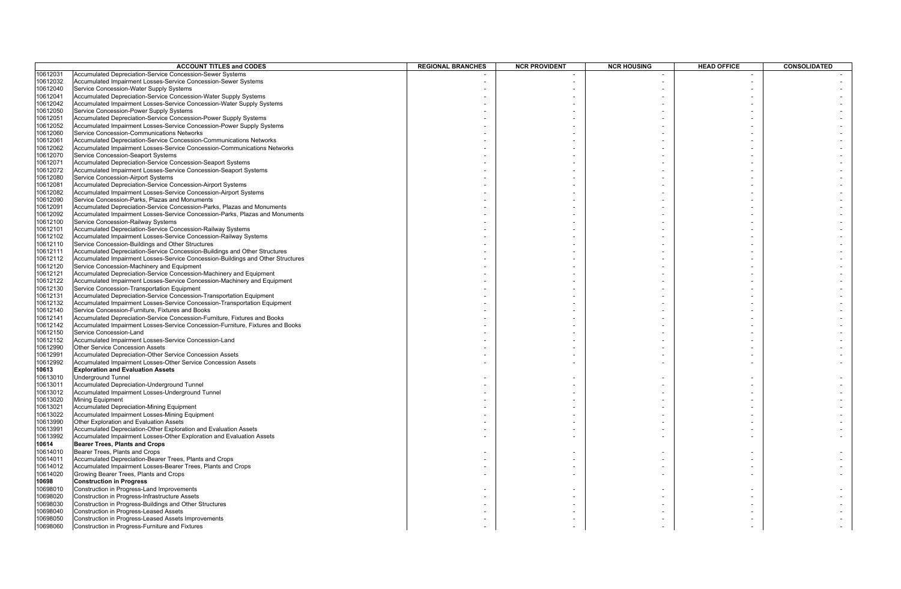| | ACCOUNT TITLES and CODES | REGIONAL BRANCHES | NCR PROVIDENT | NCR HOUSING | HEAD OFFICE | CONSOLIDATED |
|---|---|---|---|---|---|---|
| 10612031 | Accumulated Depreciation-Service Concession-Sewer Systems | - | - | - | - | - |
| 10612032 | Accumulated Impairment Losses-Service Concession-Sewer Systems | - | - | - | - | - |
| 10612040 | Service Concession-Water Supply Systems | - | - | - | - | - |
| 10612041 | Accumulated Depreciation-Service Concession-Water Supply Systems | - | - | - | - | - |
| 10612042 | Accumulated Impairment Losses-Service Concession-Water Supply Systems | - | - | - | - | - |
| 10612050 | Service Concession-Power Supply Systems | - | - | - | - | - |
| 10612051 | Accumulated Depreciation-Service Concession-Power Supply Systems | - | - | - | - | - |
| 10612052 | Accumulated Impairment Losses-Service Concession-Power Supply Systems | - | - | - | - | - |
| 10612060 | Service Concession-Communications Networks | - | - | - | - | - |
| 10612061 | Accumulated Depreciation-Service Concession-Communications Networks | - | - | - | - | - |
| 10612062 | Accumulated Impairment Losses-Service Concession-Communications Networks | - | - | - | - | - |
| 10612070 | Service Concession-Seaport Systems | - | - | - | - | - |
| 10612071 | Accumulated Depreciation-Service Concession-Seaport Systems | - | - | - | - | - |
| 10612072 | Accumulated Impairment Losses-Service Concession-Seaport Systems | - | - | - | - | - |
| 10612080 | Service Concession-Airport Systems | - | - | - | - | - |
| 10612081 | Accumulated Depreciation-Service Concession-Airport Systems | - | - | - | - | - |
| 10612082 | Accumulated Impairment Losses-Service Concession-Airport Systems | - | - | - | - | - |
| 10612090 | Service Concession-Parks, Plazas and Monuments | - | - | - | - | - |
| 10612091 | Accumulated Depreciation-Service Concession-Parks, Plazas and Monuments | - | - | - | - | - |
| 10612092 | Accumulated Impairment Losses-Service Concession-Parks, Plazas and Monuments | - | - | - | - | - |
| 10612100 | Service Concession-Railway Systems | - | - | - | - | - |
| 10612101 | Accumulated Depreciation-Service Concession-Railway Systems | - | - | - | - | - |
| 10612102 | Accumulated Impairment Losses-Service Concession-Railway Systems | - | - | - | - | - |
| 10612110 | Service Concession-Buildings and Other Structures | - | - | - | - | - |
| 10612111 | Accumulated Depreciation-Service Concession-Buildings and Other Structures | - | - | - | - | - |
| 10612112 | Accumulated Impairment Losses-Service Concession-Buildings and Other Structures | - | - | - | - | - |
| 10612120 | Service Concession-Machinery and Equipment | - | - | - | - | - |
| 10612121 | Accumulated Depreciation-Service Concession-Machinery and Equipment | - | - | - | - | - |
| 10612122 | Accumulated Impairment Losses-Service Concession-Machinery and Equipment | - | - | - | - | - |
| 10612130 | Service Concession-Transportation Equipment | - | - | - | - | - |
| 10612131 | Accumulated Depreciation-Service Concession-Transportation Equipment | - | - | - | - | - |
| 10612132 | Accumulated Impairment Losses-Service Concession-Transportation Equipment | - | - | - | - | - |
| 10612140 | Service Concession-Furniture, Fixtures and Books | - | - | - | - | - |
| 10612141 | Accumulated Depreciation-Service Concession-Furniture, Fixtures and Books | - | - | - | - | - |
| 10612142 | Accumulated Impairment Losses-Service Concession-Furniture, Fixtures and Books | - | - | - | - | - |
| 10612150 | Service Concession-Land | - | - | - | - | - |
| 10612152 | Accumulated Impairment Losses-Service Concession-Land | - | - | - | - | - |
| 10612990 | Other Service Concession Assets | - | - | - | - | - |
| 10612991 | Accumulated Depreciation-Other Service Concession Assets | - | - | - | - | - |
| 10612992 | Accumulated Impairment Losses-Other Service Concession Assets | - | - | - | - | - |
| **10613** | **Exploration and Evaluation Assets** | | | | | |
| 10613010 | Underground Tunnel | - | - | - | - | - |
| 10613011 | Accumulated Depreciation-Underground Tunnel | - | - | - | - | - |
| 10613012 | Accumulated Impairment Losses-Underground Tunnel | - | - | - | - | - |
| 10613020 | Mining Equipment | - | - | - | - | - |
| 10613021 | Accumulated Depreciation-Mining Equipment | - | - | - | - | - |
| 10613022 | Accumulated Impairment Losses-Mining Equipment | - | - | - | - | - |
| 10613990 | Other Exploration and Evaluation Assets | - | - | - | - | - |
| 10613991 | Accumulated Depreciation-Other Exploration and Evaluation Assets | - | - | - | - | - |
| 10613992 | Accumulated Impairment Losses-Other Exploration and Evaluation Assets | - | - | - | - | - |
| **10614** | **Bearer Trees, Plants and Crops** | | | | | |
| 10614010 | Bearer Trees, Plants and Crops | - | - | - | - | - |
| 10614011 | Accumulated Depreciation-Bearer Trees, Plants and Crops | - | - | - | - | - |
| 10614012 | Accumulated Impairment Losses-Bearer Trees, Plants and Crops | - | - | - | - | - |
| 10614020 | Growing Bearer Trees, Plants and Crops | - | - | - | - | - |
| **10698** | **Construction in Progress** | | | | | |
| 10698010 | Construction in Progress-Land Improvements | - | - | - | - | - |
| 10698020 | Construction in Progress-Infrastructure Assets | - | - | - | - | - |
| 10698030 | Construction in Progress-Buildings and Other Structures | - | - | - | - | - |
| 10698040 | Construction in Progress-Leased Assets | - | - | - | - | - |
| 10698050 | Construction in Progress-Leased Assets Improvements | - | - | - | - | - |
| 10698060 | Construction in Progress-Furniture and Fixtures | - | - | - | - | - |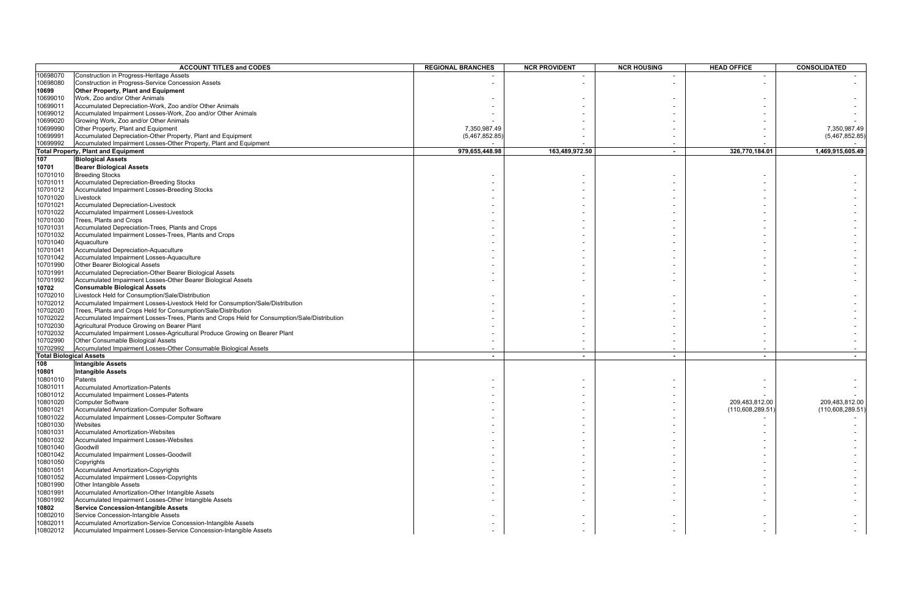| ACCOUNT TITLES and CODES | | REGIONAL BRANCHES | NCR PROVIDENT | NCR HOUSING | HEAD OFFICE | CONSOLIDATED |
|---|---|---|---|---|---|---|
| 10698070 | Construction in Progress-Heritage Assets | - | - | - | - | - |
| 10698080 | Construction in Progress-Service Concession Assets | - | - | - | - | - |
| **10699** | **Other Property, Plant and Equipment** | | | | | |
| 10699010 | Work, Zoo and/or Other Animals | - | - | - | - | - |
| 10699011 | Accumulated Depreciation-Work, Zoo and/or Other Animals | - | - | - | - | - |
| 10699012 | Accumulated Impairment Losses-Work, Zoo and/or Other Animals | - | - | - | - | - |
| 10699020 | Growing Work, Zoo and/or Other Animals | - | - | - | - | - |
| 10699990 | Other Property, Plant and Equipment | 7,350,987.49 | - | - | - | 7,350,987.49 |
| 10699991 | Accumulated Depreciation-Other Property, Plant and Equipment | (5,467,852.85) | - | - | - | (5,467,852.85) |
| 10699992 | Accumulated Impairment Losses-Other Property, Plant and Equipment | - | - | - | - | - |
| **Total Property, Plant and Equipment** | | **979,655,448.98** | **163,489,972.50** | **-** | **326,770,184.01** | **1,469,915,605.49** |
| **107** | **Biological Assets** | | | | | |
| **10701** | **Bearer Biological Assets** | | | | | |
| 10701010 | Breeding Stocks | - | - | - | - | - |
| 10701011 | Accumulated Depreciation-Breeding Stocks | - | - | - | - | - |
| 10701012 | Accumulated Impairment Losses-Breeding Stocks | - | - | - | - | - |
| 10701020 | Livestock | - | - | - | - | - |
| 10701021 | Accumulated Depreciation-Livestock | - | - | - | - | - |
| 10701022 | Accumulated Impairment Losses-Livestock | - | - | - | - | - |
| 10701030 | Trees, Plants and Crops | - | - | - | - | - |
| 10701031 | Accumulated Depreciation-Trees, Plants and Crops | - | - | - | - | - |
| 10701032 | Accumulated Impairment Losses-Trees, Plants and Crops | - | - | - | - | - |
| 10701040 | Aquaculture | - | - | - | - | - |
| 10701041 | Accumulated Depreciation-Aquaculture | - | - | - | - | - |
| 10701042 | Accumulated Impairment Losses-Aquaculture | - | - | - | - | - |
| 10701990 | Other Bearer Biological Assets | - | - | - | - | - |
| 10701991 | Accumulated Depreciation-Other Bearer Biological Assets | - | - | - | - | - |
| 10701992 | Accumulated Impairment Losses-Other Bearer Biological Assets | - | - | - | - | - |
| **10702** | **Consumable Biological Assets** | | | | | |
| 10702010 | Livestock Held for Consumption/Sale/Distribution | - | - | - | - | - |
| 10702012 | Accumulated Impairment Losses-Livestock Held for Consumption/Sale/Distribution | - | - | - | - | - |
| 10702020 | Trees, Plants and Crops Held for Consumption/Sale/Distribution | - | - | - | - | - |
| 10702022 | Accumulated Impairment Losses-Trees, Plants and Crops Held for Consumption/Sale/Distribution | - | - | - | - | - |
| 10702030 | Agricultural Produce Growing on Bearer Plant | - | - | - | - | - |
| 10702032 | Accumulated Impairment Losses-Agricultural Produce Growing on Bearer Plant | - | - | - | - | - |
| 10702990 | Other Consumable Biological Assets | - | - | - | - | - |
| 10702992 | Accumulated Impairment Losses-Other Consumable Biological Assets | - | - | - | - | - |
| **Total Biological Assets** | | **-** | **-** | **-** | **-** | **-** |
| **108** | **Intangible Assets** | | | | | |
| **10801** | **Intangible Assets** | | | | | |
| 10801010 | Patents | - | - | - | - | - |
| 10801011 | Accumulated Amortization-Patents | - | - | - | - | - |
| 10801012 | Accumulated Impairment Losses-Patents | - | - | - | - | - |
| 10801020 | Computer Software | - | - | - | 209,483,812.00 | 209,483,812.00 |
| 10801021 | Accumulated Amortization-Computer Software | - | - | - | (110,608,289.51) | (110,608,289.51) |
| 10801022 | Accumulated Impairment Losses-Computer Software | - | - | - | - | - |
| 10801030 | Websites | - | - | - | - | - |
| 10801031 | Accumulated Amortization-Websites | - | - | - | - | - |
| 10801032 | Accumulated Impairment Losses-Websites | - | - | - | - | - |
| 10801040 | Goodwill | - | - | - | - | - |
| 10801042 | Accumulated Impairment Losses-Goodwill | - | - | - | - | - |
| 10801050 | Copyrights | - | - | - | - | - |
| 10801051 | Accumulated Amortization-Copyrights | - | - | - | - | - |
| 10801052 | Accumulated Impairment Losses-Copyrights | - | - | - | - | - |
| 10801990 | Other Intangible Assets | - | - | - | - | - |
| 10801991 | Accumulated Amortization-Other Intangible Assets | - | - | - | - | - |
| 10801992 | Accumulated Impairment Losses-Other Intangible Assets | - | - | - | - | - |
| **10802** | **Service Concession-Intangible Assets** | | | | | |
| 10802010 | Service Concession-Intangible Assets | - | - | - | - | - |
| 10802011 | Accumulated Amortization-Service Concession-Intangible Assets | - | - | - | - | - |
| 10802012 | Accumulated Impairment Losses-Service Concession-Intangible Assets | - | - | - | - | - |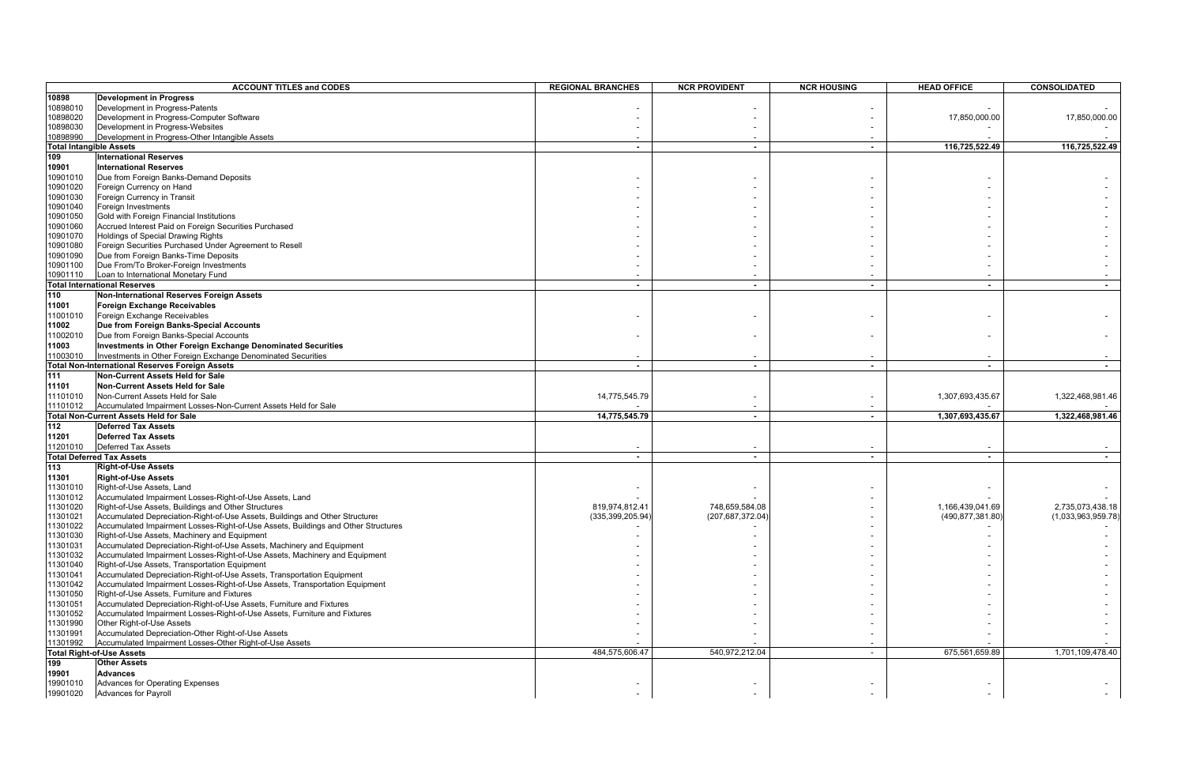| ACCOUNT TITLES and CODES | | REGIONAL BRANCHES | NCR PROVIDENT | NCR HOUSING | HEAD OFFICE | CONSOLIDATED |
|---|---|---|---|---|---|---|
| **10898** | **Development in Progress** | | | | | |
| 10898010 | Development in Progress-Patents | - | - | - | - | - |
| 10898020 | Development in Progress-Computer Software | - | - | - | 17,850,000.00 | 17,850,000.00 |
| 10898030 | Development in Progress-Websites | - | - | - | - | - |
| 10898990 | Development in Progress-Other Intangible Assets | - | - | - | - | - |
| **Total Intangible Assets** | | **-** | **-** | **-** | **116,725,522.49** | **116,725,522.49** |
| **109** | **International Reserves** | | | | | |
| **10901** | **International Reserves** | | | | | |
| 10901010 | Due from Foreign Banks-Demand Deposits | - | - | - | - | - |
| 10901020 | Foreign Currency on Hand | - | - | - | - | - |
| 10901030 | Foreign Currency in Transit | - | - | - | - | - |
| 10901040 | Foreign Investments | - | - | - | - | - |
| 10901050 | Gold with Foreign Financial Institutions | - | - | - | - | - |
| 10901060 | Accrued Interest Paid on Foreign Securities Purchased | - | - | - | - | - |
| 10901070 | Holdings of Special Drawing Rights | - | - | - | - | - |
| 10901080 | Foreign Securities Purchased Under Agreement to Resell | - | - | - | - | - |
| 10901090 | Due from Foreign Banks-Time Deposits | - | - | - | - | - |
| 10901100 | Due From/To Broker-Foreign Investments | - | - | - | - | - |
| 10901110 | Loan to International Monetary Fund | - | - | - | - | - |
| **Total International Reserves** | | **-** | **-** | **-** | **-** | **-** |
| **110** | **Non-International Reserves Foreign Assets** | | | | | |
| **11001** | **Foreign Exchange Receivables** | | | | | |
| 11001010 | Foreign Exchange Receivables | - | - | - | - | - |
| **11002** | **Due from Foreign Banks-Special Accounts** | | | | | |
| 11002010 | Due from Foreign Banks-Special Accounts | - | - | - | - | - |
| **11003** | **Investments in Other Foreign Exchange Denominated Securities** | | | | | |
| 11003010 | Investments in Other Foreign Exchange Denominated Securities | - | - | - | - | - |
| **Total Non-International Reserves Foreign Assets** | | **-** | **-** | **-** | **-** | **-** |
| **111** | **Non-Current Assets Held for Sale** | | | | | |
| **11101** | **Non-Current Assets Held for Sale** | | | | | |
| 11101010 | Non-Current Assets Held for Sale | 14,775,545.79 | - | - | 1,307,693,435.67 | 1,322,468,981.46 |
| 11101012 | Accumulated Impairment Losses-Non-Current Assets Held for Sale | - | - | - | - | - |
| **Total Non-Current Assets Held for Sale** | | **14,775,545.79** | **-** | **-** | **1,307,693,435.67** | **1,322,468,981.46** |
| **112** | **Deferred Tax Assets** | | | | | |
| **11201** | **Deferred Tax Assets** | | | | | |
| 11201010 | Deferred Tax Assets | - | - | - | - | - |
| **Total Deferred Tax Assets** | | **-** | **-** | **-** | **-** | **-** |
| **113** | **Right-of-Use Assets** | | | | | |
| **11301** | **Right-of-Use Assets** | | | | | |
| 11301010 | Right-of-Use Assets, Land | - | - | - | - | - |
| 11301012 | Accumulated Impairment Losses-Right-of-Use Assets, Land | - | - | - | - | - |
| 11301020 | Right-of-Use Assets, Buildings and Other Structures | 819,974,812.41 | 748,659,584.08 | - | 1,166,439,041.69 | 2,735,073,438.18 |
| 11301021 | Accumulated Depreciation-Right-of-Use Assets, Buildings and Other Structures | (335,399,205.94) | (207,687,372.04) | - | (490,877,381.80) | (1,033,963,959.78) |
| 11301022 | Accumulated Impairment Losses-Right-of-Use Assets, Buildings and Other Structures | - | - | - | - | - |
| 11301030 | Right-of-Use Assets, Machinery and Equipment | - | - | - | - | - |
| 11301031 | Accumulated Depreciation-Right-of-Use Assets, Machinery and Equipment | - | - | - | - | - |
| 11301032 | Accumulated Impairment Losses-Right-of-Use Assets, Machinery and Equipment | - | - | - | - | - |
| 11301040 | Right-of-Use Assets, Transportation Equipment | - | - | - | - | - |
| 11301041 | Accumulated Depreciation-Right-of-Use Assets, Transportation Equipment | - | - | - | - | - |
| 11301042 | Accumulated Impairment Losses-Right-of-Use Assets, Transportation Equipment | - | - | - | - | - |
| 11301050 | Right-of-Use Assets, Furniture and Fixtures | - | - | - | - | - |
| 11301051 | Accumulated Depreciation-Right-of-Use Assets, Furniture and Fixtures | - | - | - | - | - |
| 11301052 | Accumulated Impairment Losses-Right-of-Use Assets, Furniture and Fixtures | - | - | - | - | - |
| 11301990 | Other Right-of-Use Assets | - | - | - | - | - |
| 11301991 | Accumulated Depreciation-Other Right-of-Use Assets | - | - | - | - | - |
| 11301992 | Accumulated Impairment Losses-Other Right-of-Use Assets | - | - | - | - | - |
| **Total Right-of-Use Assets** | | 484,575,606.47 | 540,972,212.04 | - | 675,561,659.89 | 1,701,109,478.40 |
| **199** | **Other Assets** | | | | | |
| **19901** | **Advances** | | | | | |
| 19901010 | Advances for Operating Expenses | - | - | - | - | - |
| 19901020 | Advances for Payroll | - | - | - | - | - |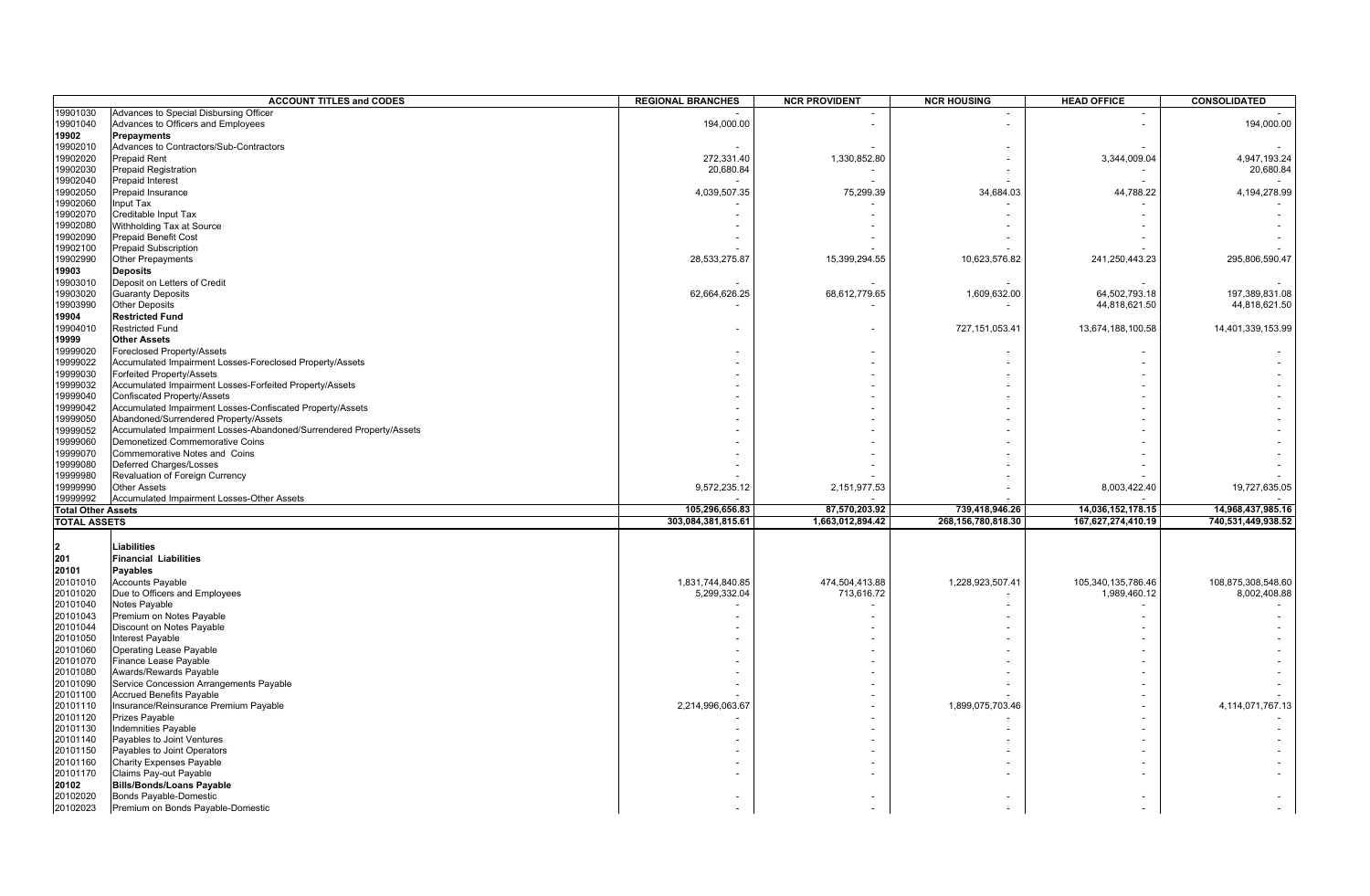| | ACCOUNT TITLES and CODES | REGIONAL BRANCHES | NCR PROVIDENT | NCR HOUSING | HEAD OFFICE | CONSOLIDATED |
|---|---|---|---|---|---|---|
| 19901030 | Advances to Special Disbursing Officer | - | - | - | - | - |
| 19901040 | Advances to Officers and Employees | 194,000.00 | - | - | - | 194,000.00 |
| **19902** | **Prepayments** | | | | | |
| 19902010 | Advances to Contractors/Sub-Contractors | - | - | - | - | - |
| 19902020 | Prepaid Rent | 272,331.40 | 1,330,852.80 | - | 3,344,009.04 | 4,947,193.24 |
| 19902030 | Prepaid Registration | 20,680.84 | - | - | - | 20,680.84 |
| 19902040 | Prepaid Interest | - | - | - | - | - |
| 19902050 | Prepaid Insurance | 4,039,507.35 | 75,299.39 | 34,684.03 | 44,788.22 | 4,194,278.99 |
| 19902060 | Input Tax | - | - | - | - | - |
| 19902070 | Creditable Input Tax | - | - | - | - | - |
| 19902080 | Withholding Tax at Source | - | - | - | - | - |
| 19902090 | Prepaid Benefit Cost | - | - | - | - | - |
| 19902100 | Prepaid Subscription | - | - | - | - | - |
| 19902990 | Other Prepayments | 28,533,275.87 | 15,399,294.55 | 10,623,576.82 | 241,250,443.23 | 295,806,590.47 |
| **19903** | **Deposits** | | | | | |
| 19903010 | Deposit on Letters of Credit | - | - | - | - | - |
| 19903020 | Guaranty Deposits | 62,664,626.25 | 68,612,779.65 | 1,609,632.00 | 64,502,793.18 | 197,389,831.08 |
| 19903990 | Other Deposits | - | - | - | 44,818,621.50 | 44,818,621.50 |
| **19904** | **Restricted Fund** | | | | | |
| 19904010 | Restricted Fund | - | - | 727,151,053.41 | 13,674,188,100.58 | 14,401,339,153.99 |
| **19999** | **Other Assets** | | | | | |
| 19999020 | Foreclosed Property/Assets | - | - | - | - | - |
| 19999022 | Accumulated Impairment Losses-Foreclosed Property/Assets | - | - | - | - | - |
| 19999030 | Forfeited Property/Assets | - | - | - | - | - |
| 19999032 | Accumulated Impairment Losses-Forfeited Property/Assets | - | - | - | - | - |
| 19999040 | Confiscated Property/Assets | - | - | - | - | - |
| 19999042 | Accumulated Impairment Losses-Confiscated Property/Assets | - | - | - | - | - |
| 19999050 | Abandoned/Surrendered Property/Assets | - | - | - | - | - |
| 19999052 | Accumulated Impairment Losses-Abandoned/Surrendered Property/Assets | - | - | - | - | - |
| 19999060 | Demonetized Commemorative Coins | - | - | - | - | - |
| 19999070 | Commemorative Notes and Coins | - | - | - | - | - |
| 19999080 | Deferred Charges/Losses | - | - | - | - | - |
| 19999980 | Revaluation of Foreign Currency | - | - | - | - | - |
| 19999990 | Other Assets | 9,572,235.12 | 2,151,977.53 | - | 8,003,422.40 | 19,727,635.05 |
| 19999992 | Accumulated Impairment Losses-Other Assets | - | - | - | - | - |
| **Total Other Assets** | | 105,296,656.83 | 87,570,203.92 | 739,418,946.26 | 14,036,152,178.15 | 14,968,437,985.16 |
| **TOTAL ASSETS** | | 303,084,381,815.61 | 1,663,012,894.42 | 268,156,780,818.30 | 167,627,274,410.19 | 740,531,449,938.52 |
| | | | | | | |
| **2** | **Liabilities** | | | | | |
| **201** | **Financial Liabilities** | | | | | |
| **20101** | **Payables** | | | | | |
| 20101010 | Accounts Payable | 1,831,744,840.85 | 474,504,413.88 | 1,228,923,507.41 | 105,340,135,786.46 | 108,875,308,548.60 |
| 20101020 | Due to Officers and Employees | 5,299,332.04 | 713,616.72 | - | 1,989,460.12 | 8,002,408.88 |
| 20101040 | Notes Payable | - | - | - | - | - |
| 20101043 | Premium on Notes Payable | - | - | - | - | - |
| 20101044 | Discount on Notes Payable | - | - | - | - | - |
| 20101050 | Interest Payable | - | - | - | - | - |
| 20101060 | Operating Lease Payable | - | - | - | - | - |
| 20101070 | Finance Lease Payable | - | - | - | - | - |
| 20101080 | Awards/Rewards Payable | - | - | - | - | - |
| 20101090 | Service Concession Arrangements Payable | - | - | - | - | - |
| 20101100 | Accrued Benefits Payable | - | - | - | - | - |
| 20101110 | Insurance/Reinsurance Premium Payable | 2,214,996,063.67 | - | 1,899,075,703.46 | - | 4,114,071,767.13 |
| 20101120 | Prizes Payable | - | - | - | - | - |
| 20101130 | Indemnities Payable | - | - | - | - | - |
| 20101140 | Payables to Joint Ventures | - | - | - | - | - |
| 20101150 | Payables to Joint Operators | - | - | - | - | - |
| 20101160 | Charity Expenses Payable | - | - | - | - | - |
| 20101170 | Claims Pay-out Payable | - | - | - | - | - |
| **20102** | **Bills/Bonds/Loans Payable** | | | | | |
| 20102020 | Bonds Payable-Domestic | - | - | - | - | - |
| 20102023 | Premium on Bonds Payable-Domestic | - | - | - | - | - |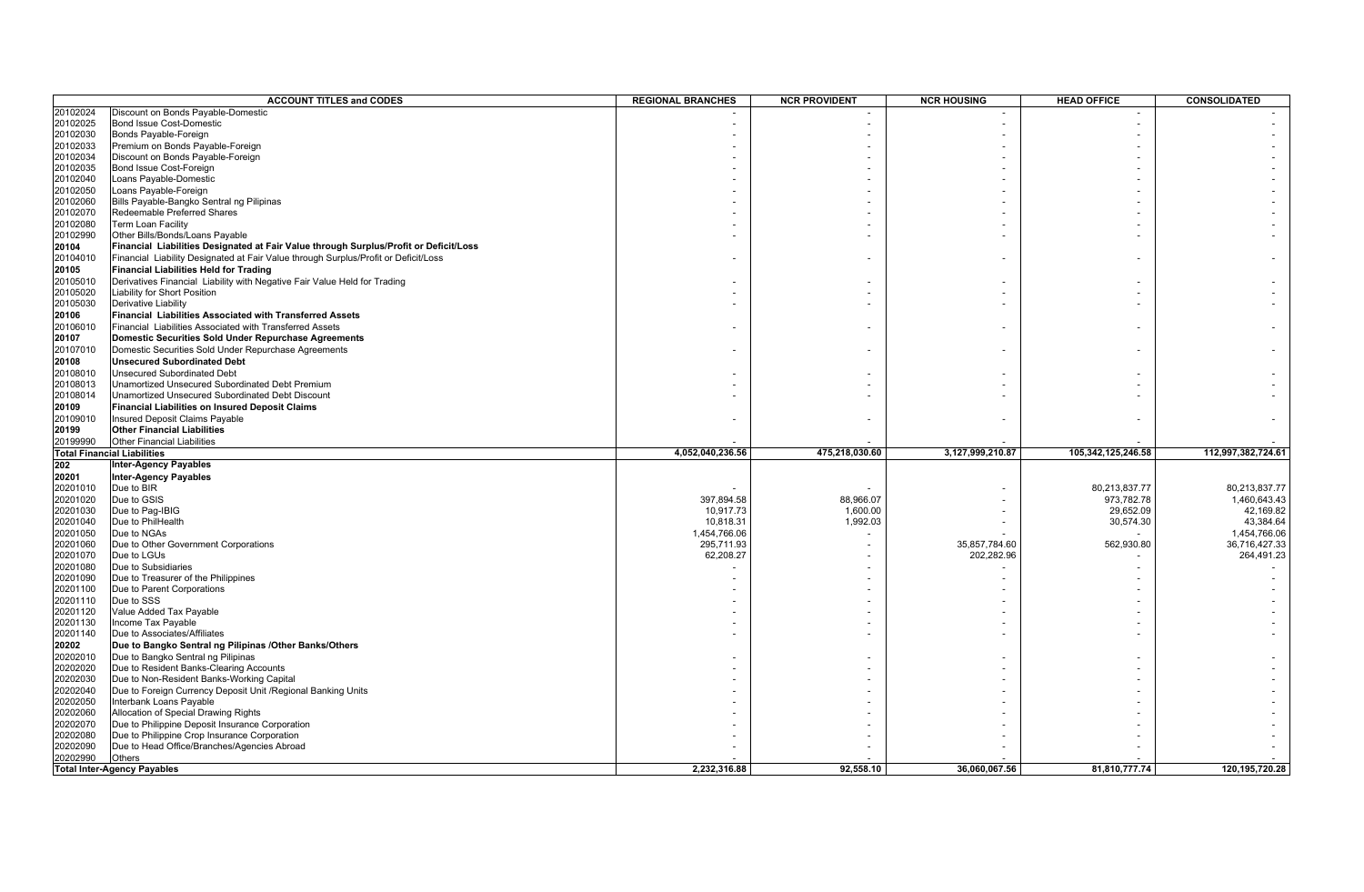| | ACCOUNT TITLES and CODES | REGIONAL BRANCHES | NCR PROVIDENT | NCR HOUSING | HEAD OFFICE | CONSOLIDATED |
|---|---|---|---|---|---|---|
| 20102024 | Discount on Bonds Payable-Domestic | - | - | - | - | - |
| 20102025 | Bond Issue Cost-Domestic | - | - | - | - | - |
| 20102030 | Bonds Payable-Foreign | - | - | - | - | - |
| 20102033 | Premium on Bonds Payable-Foreign | - | - | - | - | - |
| 20102034 | Discount on Bonds Payable-Foreign | - | - | - | - | - |
| 20102035 | Bond Issue Cost-Foreign | - | - | - | - | - |
| 20102040 | Loans Payable-Domestic | - | - | - | - | - |
| 20102050 | Loans Payable-Foreign | - | - | - | - | - |
| 20102060 | Bills Payable-Bangko Sentral ng Pilipinas | - | - | - | - | - |
| 20102070 | Redeemable Preferred Shares | - | - | - | - | - |
| 20102080 | Term Loan Facility | - | - | - | - | - |
| 20102990 | Other Bills/Bonds/Loans Payable | - | - | - | - | - |
| **20104** | **Financial Liabilities Designated at Fair Value through Surplus/Profit or Deficit/Loss** | | | | | |
| 20104010 | Financial Liability Designated at Fair Value through Surplus/Profit or Deficit/Loss | - | - | - | - | - |
| **20105** | **Financial Liabilities Held for Trading** | | | | | |
| 20105010 | Derivatives Financial Liability with Negative Fair Value Held for Trading | - | - | - | - | - |
| 20105020 | Liability for Short Position | - | - | - | - | - |
| 20105030 | Derivative Liability | - | - | - | - | - |
| **20106** | **Financial Liabilities Associated with Transferred Assets** | | | | | |
| 20106010 | Financial Liabilities Associated with Transferred Assets | - | - | - | - | - |
| **20107** | **Domestic Securities Sold Under Repurchase Agreements** | | | | | |
| 20107010 | Domestic Securities Sold Under Repurchase Agreements | - | - | - | - | - |
| **20108** | **Unsecured Subordinated Debt** | | | | | |
| 20108010 | Unsecured Subordinated Debt | - | - | - | - | - |
| 20108013 | Unamortized Unsecured Subordinated Debt Premium | - | - | - | - | - |
| 20108014 | Unamortized Unsecured Subordinated Debt Discount | - | - | - | - | - |
| **20109** | **Financial Liabilities on Insured Deposit Claims** | | | | | |
| 20109010 | Insured Deposit Claims Payable | - | - | - | - | - |
| **20199** | **Other Financial Liabilities** | | | | | |
| 20199990 | Other Financial Liabilities | - | - | - | - | - |
| **Total Financial Liabilities** | | **4,052,040,236.56** | **475,218,030.60** | **3,127,999,210.87** | **105,342,125,246.58** | **112,997,382,724.61** |
| **202** | **Inter-Agency Payables** | | | | | |
| **20201** | **Inter-Agency Payables** | | | | | |
| 20201010 | Due to BIR | - | - | - | 80,213,837.77 | 80,213,837.77 |
| 20201020 | Due to GSIS | 397,894.58 | 88,966.07 | - | 973,782.78 | 1,460,643.43 |
| 20201030 | Due to Pag-IBIG | 10,917.73 | 1,600.00 | - | 29,652.09 | 42,169.82 |
| 20201040 | Due to PhilHealth | 10,818.31 | 1,992.03 | - | 30,574.30 | 43,384.64 |
| 20201050 | Due to NGAs | 1,454,766.06 | - | - | - | 1,454,766.06 |
| 20201060 | Due to Other Government Corporations | 295,711.93 | - | 35,857,784.60 | 562,930.80 | 36,716,427.33 |
| 20201070 | Due to LGUs | 62,208.27 | - | 202,282.96 | - | 264,491.23 |
| 20201080 | Due to Subsidiaries | - | - | - | - | - |
| 20201090 | Due to Treasurer of the Philippines | - | - | - | - | - |
| 20201100 | Due to Parent Corporations | - | - | - | - | - |
| 20201110 | Due to SSS | - | - | - | - | - |
| 20201120 | Value Added Tax Payable | - | - | - | - | - |
| 20201130 | Income Tax Payable | - | - | - | - | - |
| 20201140 | Due to Associates/Affiliates | - | - | - | - | - |
| **20202** | **Due to Bangko Sentral ng Pilipinas /Other Banks/Others** | | | | | |
| 20202010 | Due to Bangko Sentral ng Pilipinas | - | - | - | - | - |
| 20202020 | Due to Resident Banks-Clearing Accounts | - | - | - | - | - |
| 20202030 | Due to Non-Resident Banks-Working Capital | - | - | - | - | - |
| 20202040 | Due to Foreign Currency Deposit Unit /Regional Banking Units | - | - | - | - | - |
| 20202050 | Interbank Loans Payable | - | - | - | - | - |
| 20202060 | Allocation of Special Drawing Rights | - | - | - | - | - |
| 20202070 | Due to Philippine Deposit Insurance Corporation | - | - | - | - | - |
| 20202080 | Due to Philippine Crop Insurance Corporation | - | - | - | - | - |
| 20202090 | Due to Head Office/Branches/Agencies Abroad | - | - | - | - | - |
| 20202990 | Others | - | - | - | - | - |
| **Total Inter-Agency Payables** | | **2,232,316.88** | **92,558.10** | **36,060,067.56** | **81,810,777.74** | **120,195,720.28** |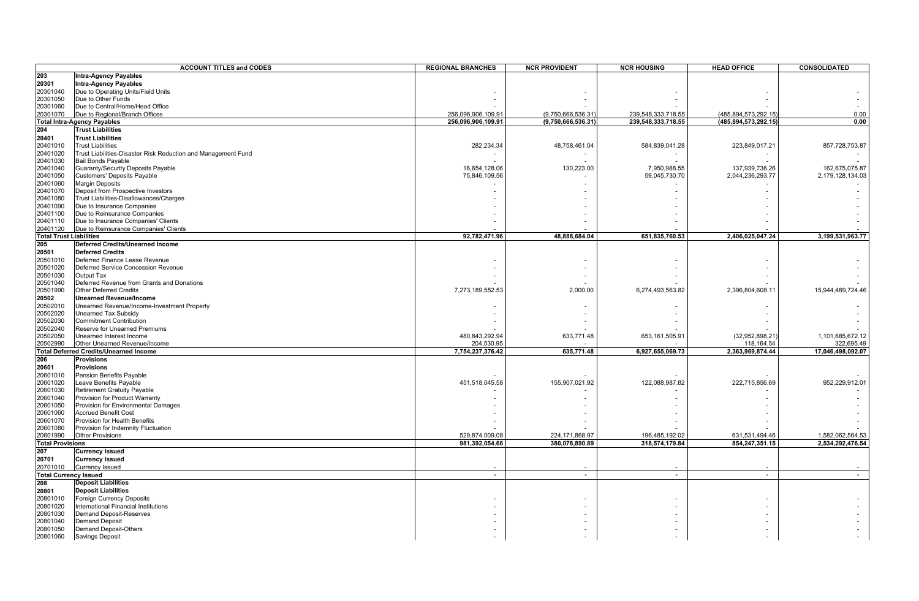| ACCOUNT TITLES and CODES | | REGIONAL BRANCHES | NCR PROVIDENT | NCR HOUSING | HEAD OFFICE | CONSOLIDATED |
|---|---|---|---|---|---|---|
| **203** | **Intra-Agency Payables** | | | | | |
| **20301** | **Intra-Agency Payables** | | | | | |
| 20301040 | Due to Operating Units/Field Units | - | - | - | - | - |
| 20301050 | Due to Other Funds | - | - | - | - | - |
| 20301060 | Due to Central/Home/Head Office | - | - | - | - | - |
| 20301070 | Due to Regional/Branch Offices | 256,096,906,109.91 | (9,750,666,536.31) | 239,548,333,718.55 | (485,894,573,292.15) | 0.00 |
| **Total Intra-Agency Payables** | | **256,096,906,109.91** | **(9,750,666,536.31)** | **239,548,333,718.55** | **(485,894,573,292.15)** | **0.00** |
| **204** | **Trust Liabilities** | | | | | |
| **20401** | **Trust Liabilities** | | | | | |
| 20401010 | Trust Liabilities | 282,234.34 | 48,758,461.04 | 584,839,041.28 | 223,849,017.21 | 857,728,753.87 |
| 20401020 | Trust Liabilities-Disaster Risk Reduction and Management Fund | - | - | - | - | - |
| 20401030 | Bail Bonds Payable | - | - | - | - | - |
| 20401040 | Guaranty/Security Deposits Payable | 16,654,128.06 | 130,223.00 | 7,950,988.55 | 137,939,736.26 | 162,675,075.87 |
| 20401050 | Customers' Deposits Payable | 75,846,109.56 | - | 59,045,730.70 | 2,044,236,293.77 | 2,179,128,134.03 |
| 20401060 | Margin Deposits | - | - | - | - | - |
| 20401070 | Deposit from Prospective Investors | - | - | - | - | - |
| 20401080 | Trust Liabilities-Disallowances/Charges | - | - | - | - | - |
| 20401090 | Due to Insurance Companies | - | - | - | - | - |
| 20401100 | Due to Reinsurance Companies | - | - | - | - | - |
| 20401110 | Due to Insurance Companies' Clients | - | - | - | - | - |
| 20401120 | Due to Reinsurance Companies' Clients | - | - | - | - | - |
| **Total Trust Liabilities** | | **92,782,471.96** | **48,888,684.04** | **651,835,760.53** | **2,406,025,047.24** | **3,199,531,963.77** |
| **205** | **Deferred Credits/Unearned Income** | | | | | |
| **20501** | **Deferred Credits** | | | | | |
| 20501010 | Deferred Finance Lease Revenue | - | - | - | - | - |
| 20501020 | Deferred Service Concession Revenue | - | - | - | - | - |
| 20501030 | Output Tax | - | - | - | - | - |
| 20501040 | Deferred Revenue from Grants and Donations | - | - | - | - | - |
| 20501990 | Other Deferred Credits | 7,273,189,552.53 | 2,000.00 | 6,274,493,563.82 | 2,396,804,608.11 | 15,944,489,724.46 |
| **20502** | **Unearned Revenue/Income** | | | | | |
| 20502010 | Unearned Revenue/Income-Investment Property | - | - | - | - | - |
| 20502020 | Unearned Tax Subsidy | - | - | - | - | - |
| 20502030 | Commitment Contribution | - | - | - | - | - |
| 20502040 | Reserve for Unearned Premiums | - | - | - | - | - |
| 20502050 | Unearned Interest Income | 480,843,292.94 | 633,771.48 | 653,161,505.91 | (32,952,898.21) | 1,101,685,672.12 |
| 20502990 | Other Unearned Revenue/Income | 204,530.95 | - | - | 118,164.54 | 322,695.49 |
| **Total Deferred Credits/Unearned Income** | | **7,754,237,376.42** | **635,771.48** | **6,927,655,069.73** | **2,363,969,874.44** | **17,046,498,092.07** |
| **206** | **Provisions** | | | | | |
| **20601** | **Provisions** | | | | | |
| 20601010 | Pension Benefits Payable | - | - | - | - | - |
| 20601020 | Leave Benefits Payable | 451,518,045.58 | 155,907,021.92 | 122,088,987.82 | 222,715,856.69 | 952,229,912.01 |
| 20601030 | Retirement Gratuity Payable | - | - | - | - | - |
| 20601040 | Provision for Product Warranty | - | - | - | - | - |
| 20601050 | Provision for Environmental Damages | - | - | - | - | - |
| 20601060 | Accrued Benefit Cost | - | - | - | - | - |
| 20601070 | Provision for Health Benefits | - | - | - | - | - |
| 20601080 | Provision for Indemnity Fluctuation | - | - | - | - | - |
| 20601990 | Other Provisions | 529,874,009.08 | 224,171,868.97 | 196,485,192.02 | 631,531,494.46 | 1,582,062,564.53 |
| **Total Provisions** | | **981,392,054.66** | **380,078,890.89** | **318,574,179.84** | **854,247,351.15** | **2,534,292,476.54** |
| **207** | **Currency Issued** | | | | | |
| **20701** | **Currency Issued** | | | | | |
| 20701010 | Currency Issued | - | - | - | - | - |
| **Total Currency Issued** | | **-** | **-** | **-** | **-** | **-** |
| **208** | **Deposit Liabilities** | | | | | |
| **20801** | **Deposit Liabilities** | | | | | |
| 20801010 | Foreign Currency Deposits | - | - | - | - | - |
| 20801020 | International Financial Institutions | - | - | - | - | - |
| 20801030 | Demand Deposit-Reserves | - | - | - | - | - |
| 20801040 | Demand Deposit | - | - | - | - | - |
| 20801050 | Demand Deposit-Others | - | - | - | - | - |
| 20801060 | Savings Deposit | - | - | - | - | - |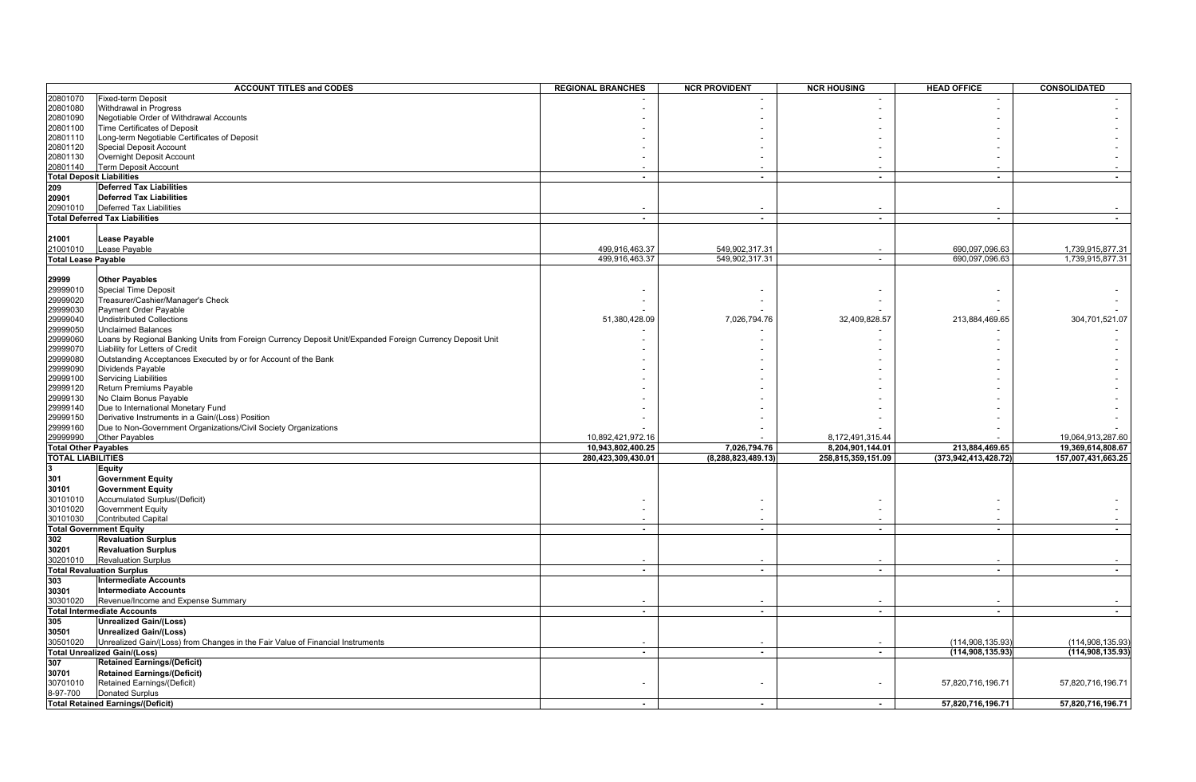| ACCOUNT TITLES and CODES | | REGIONAL BRANCHES | NCR PROVIDENT | NCR HOUSING | HEAD OFFICE | CONSOLIDATED |
|---|---|---|---|---|---|---|
| 20801070 | Fixed-term Deposit | - | - | - | - | - |
| 20801080 | Withdrawal in Progress | - | - | - | - | - |
| 20801090 | Negotiable Order of Withdrawal Accounts | - | - | - | - | - |
| 20801100 | Time Certificates of Deposit | - | - | - | - | - |
| 20801110 | Long-term Negotiable Certificates of Deposit | - | - | - | - | - |
| 20801120 | Special Deposit Account | - | - | - | - | - |
| 20801130 | Overnight Deposit Account | - | - | - | - | - |
| 20801140 | Term Deposit Account | - | - | - | - | - |
| **Total Deposit Liabilities** | | **-** | **-** | **-** | **-** | **-** |
| **209** | **Deferred Tax Liabilities** | | | | | |
| **20901** | **Deferred Tax Liabilities** | | | | | |
| 20901010 | Deferred Tax Liabilities | - | - | - | - | - |
| **Total Deferred Tax Liabilities** | | **-** | **-** | **-** | **-** | **-** |
| **21001** | **Lease Payable** | | | | | |
| 21001010 | Lease Payable | 499,916,463.37 | 549,902,317.31 | - | 690,097,096.63 | 1,739,915,877.31 |
| **Total Lease Payable** | | 499,916,463.37 | 549,902,317.31 | - | 690,097,096.63 | 1,739,915,877.31 |
| **29999** | **Other Payables** | | | | | |
| 29999010 | Special Time Deposit | - | - | - | - | - |
| 29999020 | Treasurer/Cashier/Manager's Check | - | - | - | - | - |
| 29999030 | Payment Order Payable | - | - | - | - | - |
| 29999040 | Undistributed Collections | 51,380,428.09 | 7,026,794.76 | 32,409,828.57 | 213,884,469.65 | 304,701,521.07 |
| 29999050 | Unclaimed Balances | - | - | - | - | - |
| 29999060 | Loans by Regional Banking Units from Foreign Currency Deposit Unit/Expanded Foreign Currency Deposit Unit | - | - | - | - | - |
| 29999070 | Liability for Letters of Credit | - | - | - | - | - |
| 29999080 | Outstanding Acceptances Executed by or for Account of the Bank | - | - | - | - | - |
| 29999090 | Dividends Payable | - | - | - | - | - |
| 29999100 | Servicing Liabilities | - | - | - | - | - |
| 29999120 | Return Premiums Payable | - | - | - | - | - |
| 29999130 | No Claim Bonus Payable | - | - | - | - | - |
| 29999140 | Due to International Monetary Fund | - | - | - | - | - |
| 29999150 | Derivative Instruments in a Gain/(Loss) Position | - | - | - | - | - |
| 29999160 | Due to Non-Government Organizations/Civil Society Organizations | - | - | - | - | - |
| 29999990 | Other Payables | 10,892,421,972.16 | - | 8,172,491,315.44 | - | 19,064,913,287.60 |
| **Total Other Payables** | | **10,943,802,400.25** | **7,026,794.76** | **8,204,901,144.01** | **213,884,469.65** | **19,369,614,808.67** |
| **TOTAL LIABILITIES** | | **280,423,309,430.01** | **(8,288,823,489.13)** | **258,815,359,151.09** | **(373,942,413,428.72)** | **157,007,431,663.25** |
| **3** | **Equity** | | | | | |
| **301** | **Government Equity** | | | | | |
| **30101** | **Government Equity** | | | | | |
| 30101010 | Accumulated Surplus/(Deficit) | - | - | - | - | - |
| 30101020 | Government Equity | - | - | - | - | - |
| 30101030 | Contributed Capital | - | - | - | - | - |
| **Total Government Equity** | | **-** | **-** | **-** | **-** | **-** |
| **302** | **Revaluation Surplus** | | | | | |
| **30201** | **Revaluation Surplus** | | | | | |
| 30201010 | Revaluation Surplus | - | - | - | - | - |
| **Total Revaluation Surplus** | | **-** | **-** | **-** | **-** | **-** |
| **303** | **Intermediate Accounts** | | | | | |
| **30301** | **Intermediate Accounts** | | | | | |
| 30301020 | Revenue/Income and Expense Summary | - | - | - | - | - |
| **Total Intermediate Accounts** | | **-** | **-** | **-** | **-** | **-** |
| **305** | **Unrealized Gain/(Loss)** | | | | | |
| **30501** | **Unrealized Gain/(Loss)** | | | | | |
| 30501020 | Unrealized Gain/(Loss) from Changes in the Fair Value of Financial Instruments | - | - | - | (114,908,135.93) | (114,908,135.93) |
| **Total Unrealized Gain/(Loss)** | | **-** | **-** | **-** | **(114,908,135.93)** | **(114,908,135.93)** |
| **307** | **Retained Earnings/(Deficit)** | | | | | |
| **30701** | **Retained Earnings/(Deficit)** | | | | | |
| 30701010 | Retained Earnings/(Deficit) | - | - | - | 57,820,716,196.71 | 57,820,716,196.71 |
| 8-97-700 | Donated Surplus | | | | | |
| **Total Retained Earnings/(Deficit)** | | **-** | **-** | **-** | **57,820,716,196.71** | **57,820,716,196.71** |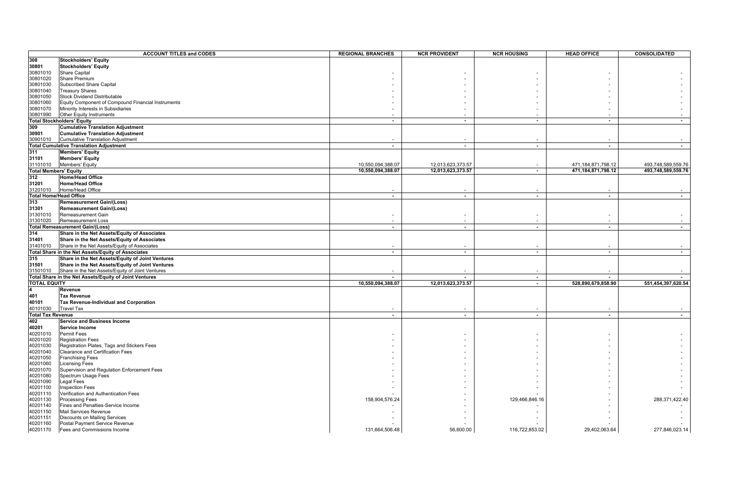| ACCOUNT TITLES and CODES | | REGIONAL BRANCHES | NCR PROVIDENT | NCR HOUSING | HEAD OFFICE | CONSOLIDATED |
|---|---|---|---|---|---|---|
| 308 | **Stockholders' Equity** | | | | | |
| 30801 | **Stockholders' Equity** | | | | | |
| 30801010 | Share Capital | - | - | - | - | - |
| 30801020 | Share Premium | - | - | - | - | - |
| 30801030 | Subscribed Share Capital | - | - | - | - | - |
| 30801040 | Treasury Shares | - | - | - | - | - |
| 30801050 | Stock Dividend Distributable | - | - | - | - | - |
| 30801060 | Equity Component of Compound Financial Instruments | - | - | - | - | - |
| 30801070 | Minority Interests in Subsidiaries | - | - | - | - | - |
| 30801990 | Other Equity Instruments | - | - | - | - | - |
| **Total Stockholders' Equity** | | - | - | - | - | - |
| 309 | **Cumulative Translation Adjustment** | | | | | |
| 30901 | **Cumulative Translation Adjustment** | | | | | |
| 30901010 | Cumulative Translation Adjustment | - | - | - | - | - |
| **Total Cumulative Translation Adjustment** | | - | - | - | - | - |
| 311 | **Members' Equity** | | | | | |
| 31101 | **Members' Equity** | | | | | |
| 31101010 | Members' Equity | 10,550,094,388.07 | 12,013,623,373.57 | - | 471,184,871,798.12 | 493,748,589,559.76 |
| **Total Members' Equity** | | 10,550,094,388.07 | 12,013,623,373.57 | - | 471,184,871,798.12 | 493,748,589,559.76 |
| 312 | **Home/Head Office** | | | | | |
| 31201 | **Home/Head Office** | | | | | |
| 31201010 | Home/Head Office | - | - | - | - | - |
| **Total Home/Head Office** | | - | - | - | - | - |
| 313 | **Remeasurement Gain/(Loss)** | | | | | |
| 31301 | **Remeasurement Gain/(Loss)** | | | | | |
| 31301010 | Remeasurement Gain | - | - | - | - | - |
| 31301020 | Remeasurement Loss | - | - | - | - | - |
| **Total Remeasurement Gain/(Loss)** | | - | - | - | - | - |
| 314 | **Share in the Net Assets/Equity of Associates** | | | | | |
| 31401 | **Share in the Net Assets/Equity of Associates** | | | | | |
| 31401010 | Share in the Net Assets/Equity of Associates | - | - | - | - | - |
| **Total Share in the Net Assets/Equity of Associates** | | - | - | - | - | - |
| 315 | **Share in the Net Assets/Equity of Joint Ventures** | | | | | |
| 31501 | **Share in the Net Assets/Equity of Joint Ventures** | | | | | |
| 31501010 | Share in the Net Assets/Equity of Joint Ventures | - | - | - | - | - |
| **Total Share in the Net Assets/Equity of Joint Ventures** | | - | - | - | - | - |
| **TOTAL EQUITY** | | 10,550,094,388.07 | 12,013,623,373.57 | - | 528,890,679,858.90 | 551,454,397,620.54 |
| 4 | **Revenue** | | | | | |
| 401 | **Tax Revenue** | | | | | |
| 40101 | **Tax Revenue-Individual and Corporation** | | | | | |
| 40101030 | Travel Tax | - | - | - | - | - |
| **Total Tax Revenue** | | - | - | - | - | - |
| 402 | **Service and Business Income** | | | | | |
| 40201 | **Service Income** | | | | | |
| 40201010 | Permit Fees | - | - | - | - | - |
| 40201020 | Registration Fees | - | - | - | - | - |
| 40201030 | Registration Plates, Tags and Stickers Fees | - | - | - | - | - |
| 40201040 | Clearance and Certification Fees | - | - | - | - | - |
| 40201050 | Franchising Fees | - | - | - | - | - |
| 40201060 | Licensing Fees | - | - | - | - | - |
| 40201070 | Supervision and Regulation Enforcement Fees | - | - | - | - | - |
| 40201080 | Spectrum Usage Fees | - | - | - | - | - |
| 40201090 | Legal Fees | - | - | - | - | - |
| 40201100 | Inspection Fees | - | - | - | - | - |
| 40201110 | Verification and Authentication Fees | - | - | - | - | - |
| 40201130 | Processing Fees | 158,904,576.24 | - | 129,466,846.16 | - | 288,371,422.40 |
| 40201140 | Fines and Penalties-Service Income | - | - | - | - | - |
| 40201150 | Mail Services Revenue | - | - | - | - | - |
| 40201151 | Discounts on Mailing Services | - | - | - | - | - |
| 40201160 | Postal Payment Service Revenue | - | - | - | - | - |
| 40201170 | Fees and Commissions Income | 131,664,506.48 | 56,600.00 | 116,722,853.02 | 29,402,063.64 | 277,846,023.14 |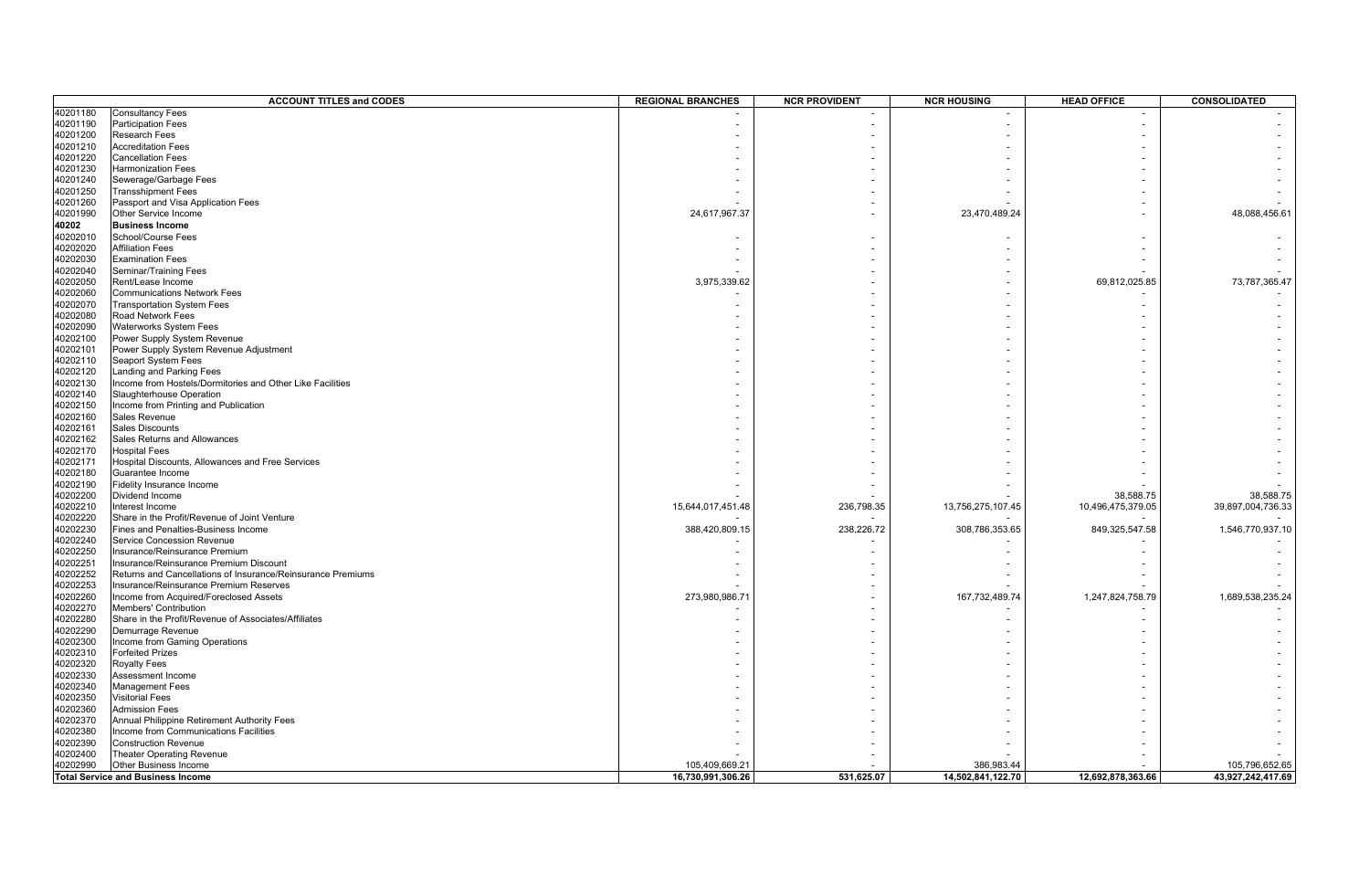| ACCOUNT TITLES and CODES | | REGIONAL BRANCHES | NCR PROVIDENT | NCR HOUSING | HEAD OFFICE | CONSOLIDATED |
|---|---|---|---|---|---|---|
| 40201180 | Consultancy Fees | - | - | - | - | - |
| 40201190 | Participation Fees | - | - | - | - | - |
| 40201200 | Research Fees | - | - | - | - | - |
| 40201210 | Accreditation Fees | - | - | - | - | - |
| 40201220 | Cancellation Fees | - | - | - | - | - |
| 40201230 | Harmonization Fees | - | - | - | - | - |
| 40201240 | Sewerage/Garbage Fees | - | - | - | - | - |
| 40201250 | Transshipment Fees | - | - | - | - | - |
| 40201260 | Passport and Visa Application Fees | - | - | - | - | - |
| 40201990 | Other Service Income | 24,617,967.37 | - | 23,470,489.24 | - | 48,088,456.61 |
| **40202** | **Business Income** | | | | | |
| 40202010 | School/Course Fees | - | - | - | - | - |
| 40202020 | Affiliation Fees | - | - | - | - | - |
| 40202030 | Examination Fees | - | - | - | - | - |
| 40202040 | Seminar/Training Fees | - | - | - | - | - |
| 40202050 | Rent/Lease Income | 3,975,339.62 | - | - | 69,812,025.85 | 73,787,365.47 |
| 40202060 | Communications Network Fees | - | - | - | - | - |
| 40202070 | Transportation System Fees | - | - | - | - | - |
| 40202080 | Road Network Fees | - | - | - | - | - |
| 40202090 | Waterworks System Fees | - | - | - | - | - |
| 40202100 | Power Supply System Revenue | - | - | - | - | - |
| 40202101 | Power Supply System Revenue Adjustment | - | - | - | - | - |
| 40202110 | Seaport System Fees | - | - | - | - | - |
| 40202120 | Landing and Parking Fees | - | - | - | - | - |
| 40202130 | Income from Hostels/Dormitories and Other Like Facilities | - | - | - | - | - |
| 40202140 | Slaughterhouse Operation | - | - | - | - | - |
| 40202150 | Income from Printing and Publication | - | - | - | - | - |
| 40202160 | Sales Revenue | - | - | - | - | - |
| 40202161 | Sales Discounts | - | - | - | - | - |
| 40202162 | Sales Returns and Allowances | - | - | - | - | - |
| 40202170 | Hospital Fees | - | - | - | - | - |
| 40202171 | Hospital Discounts, Allowances and Free Services | - | - | - | - | - |
| 40202180 | Guarantee Income | - | - | - | - | - |
| 40202190 | Fidelity Insurance Income | - | - | - | - | - |
| 40202200 | Dividend Income | - | - | - | 38,588.75 | 38,588.75 |
| 40202210 | Interest Income | 15,644,017,451.48 | 236,798.35 | 13,756,275,107.45 | 10,496,475,379.05 | 39,897,004,736.33 |
| 40202220 | Share in the Profit/Revenue of Joint Venture | - | - | - | - | - |
| 40202230 | Fines and Penalties-Business Income | 388,420,809.15 | 238,226.72 | 308,786,353.65 | 849,325,547.58 | 1,546,770,937.10 |
| 40202240 | Service Concession Revenue | - | - | - | - | - |
| 40202250 | Insurance/Reinsurance Premium | - | - | - | - | - |
| 40202251 | Insurance/Reinsurance Premium Discount | - | - | - | - | - |
| 40202252 | Returns and Cancellations of Insurance/Reinsurance Premiums | - | - | - | - | - |
| 40202253 | Insurance/Reinsurance Premium Reserves | - | - | - | - | - |
| 40202260 | Income from Acquired/Foreclosed Assets | 273,980,986.71 | - | 167,732,489.74 | 1,247,824,758.79 | 1,689,538,235.24 |
| 40202270 | Members' Contribution | - | - | - | - | - |
| 40202280 | Share in the Profit/Revenue of Associates/Affiliates | - | - | - | - | - |
| 40202290 | Demurrage Revenue | - | - | - | - | - |
| 40202300 | Income from Gaming Operations | - | - | - | - | - |
| 40202310 | Forfeited Prizes | - | - | - | - | - |
| 40202320 | Royalty Fees | - | - | - | - | - |
| 40202330 | Assessment Income | - | - | - | - | - |
| 40202340 | Management Fees | - | - | - | - | - |
| 40202350 | Visitorial Fees | - | - | - | - | - |
| 40202360 | Admission Fees | - | - | - | - | - |
| 40202370 | Annual Philippine Retirement Authority Fees | - | - | - | - | - |
| 40202380 | Income from Communications Facilities | - | - | - | - | - |
| 40202390 | Construction Revenue | - | - | - | - | - |
| 40202400 | Theater Operating Revenue | - | - | - | - | - |
| 40202990 | Other Business Income | 105,409,669.21 | - | 386,983.44 | - | 105,796,652.65 |
| **Total Service and Business Income** | | **16,730,991,306.26** | **531,625.07** | **14,502,841,122.70** | **12,692,878,363.66** | **43,927,242,417.69** |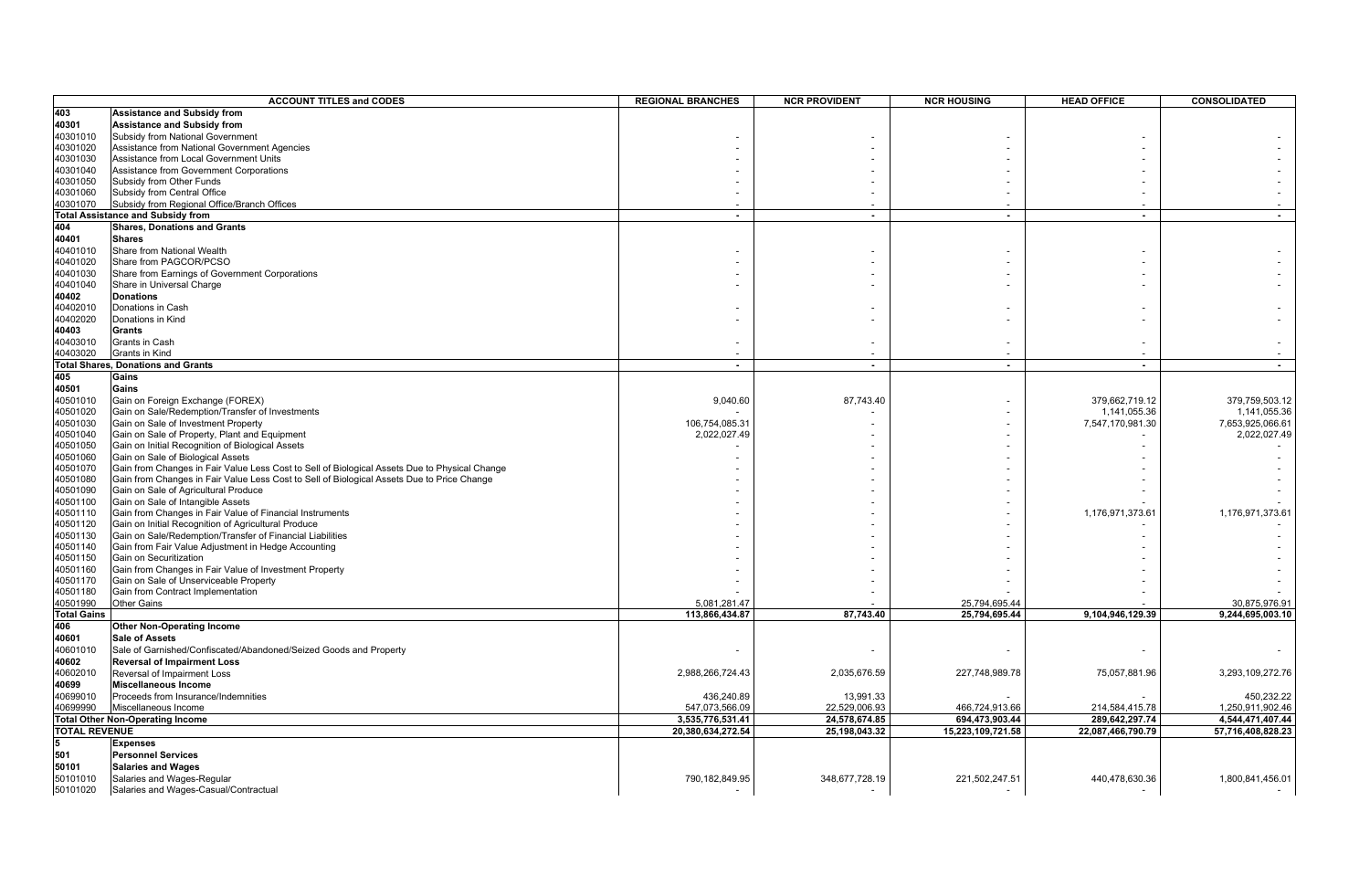| ACCOUNT TITLES and CODES | | REGIONAL BRANCHES | NCR PROVIDENT | NCR HOUSING | HEAD OFFICE | CONSOLIDATED |
|---|---|---|---|---|---|---|
| **403** | **Assistance and Subsidy from** | | | | | |
| **40301** | **Assistance and Subsidy from** | | | | | |
| 40301010 | Subsidy from National Government | - | - | - | - | - |
| 40301020 | Assistance from National Government Agencies | - | - | - | - | - |
| 40301030 | Assistance from Local Government Units | - | - | - | - | - |
| 40301040 | Assistance from Government Corporations | - | - | - | - | - |
| 40301050 | Subsidy from Other Funds | - | - | - | - | - |
| 40301060 | Subsidy from Central Office | - | - | - | - | - |
| 40301070 | Subsidy from Regional Office/Branch Offices | - | - | - | - | - |
| **Total Assistance and Subsidy from** | | **-** | **-** | **-** | **-** | **-** |
| **404** | **Shares, Donations and Grants** | | | | | |
| **40401** | **Shares** | | | | | |
| 40401010 | Share from National Wealth | - | - | - | - | - |
| 40401020 | Share from PAGCOR/PCSO | - | - | - | - | - |
| 40401030 | Share from Earnings of Government Corporations | - | - | - | - | - |
| 40401040 | Share in Universal Charge | - | - | - | - | - |
| **40402** | **Donations** | | | | | |
| 40402010 | Donations in Cash | - | - | - | - | - |
| 40402020 | Donations in Kind | - | - | - | - | - |
| **40403** | **Grants** | | | | | |
| 40403010 | Grants in Cash | - | - | - | - | - |
| 40403020 | Grants in Kind | - | - | - | - | - |
| **Total Shares, Donations and Grants** | | **-** | **-** | **-** | **-** | **-** |
| **405** | **Gains** | | | | | |
| **40501** | **Gains** | | | | | |
| 40501010 | Gain on Foreign Exchange (FOREX) | 9,040.60 | 87,743.40 | - | 379,662,719.12 | 379,759,503.12 |
| 40501020 | Gain on Sale/Redemption/Transfer of Investments | - | - | - | 1,141,055.36 | 1,141,055.36 |
| 40501030 | Gain on Sale of Investment Property | 106,754,085.31 | - | - | 7,547,170,981.30 | 7,653,925,066.61 |
| 40501040 | Gain on Sale of Property, Plant and Equipment | 2,022,027.49 | - | - | - | 2,022,027.49 |
| 40501050 | Gain on Initial Recognition of Biological Assets | - | - | - | - | - |
| 40501060 | Gain on Sale of Biological Assets | - | - | - | - | - |
| 40501070 | Gain from Changes in Fair Value Less Cost to Sell of Biological Assets Due to Physical Change | - | - | - | - | - |
| 40501080 | Gain from Changes in Fair Value Less Cost to Sell of Biological Assets Due to Price Change | - | - | - | - | - |
| 40501090 | Gain on Sale of Agricultural Produce | - | - | - | - | - |
| 40501100 | Gain on Sale of Intangible Assets | - | - | - | - | - |
| 40501110 | Gain from Changes in Fair Value of Financial Instruments | - | - | - | 1,176,971,373.61 | 1,176,971,373.61 |
| 40501120 | Gain on Initial Recognition of Agricultural Produce | - | - | - | - | - |
| 40501130 | Gain on Sale/Redemption/Transfer of Financial Liabilities | - | - | - | - | - |
| 40501140 | Gain from Fair Value Adjustment in Hedge Accounting | - | - | - | - | - |
| 40501150 | Gain on Securitization | - | - | - | - | - |
| 40501160 | Gain from Changes in Fair Value of Investment Property | - | - | - | - | - |
| 40501170 | Gain on Sale of Unserviceable Property | - | - | - | - | - |
| 40501180 | Gain from Contract Implementation | - | - | - | - | - |
| 40501990 | Other Gains | 5,081,281.47 | - | 25,794,695.44 | - | 30,875,976.91 |
| **Total Gains** | | **113,866,434.87** | **87,743.40** | **25,794,695.44** | **9,104,946,129.39** | **9,244,695,003.10** |
| **406** | **Other Non-Operating Income** | | | | | |
| **40601** | **Sale of Assets** | | | | | |
| 40601010 | Sale of Garnished/Confiscated/Abandoned/Seized Goods and Property | - | - | - | - | - |
| **40602** | **Reversal of Impairment Loss** | | | | | |
| 40602010 | Reversal of Impairment Loss | 2,988,266,724.43 | 2,035,676.59 | 227,748,989.78 | 75,057,881.96 | 3,293,109,272.76 |
| **40699** | **Miscellaneous Income** | | | | | |
| 40699010 | Proceeds from Insurance/Indemnities | 436,240.89 | 13,991.33 | - | - | 450,232.22 |
| 40699990 | Miscellaneous Income | 547,073,566.09 | 22,529,006.93 | 466,724,913.66 | 214,584,415.78 | 1,250,911,902.46 |
| **Total Other Non-Operating Income** | | **3,535,776,531.41** | **24,578,674.85** | **694,473,903.44** | **289,642,297.74** | **4,544,471,407.44** |
| **TOTAL REVENUE** | | **20,380,634,272.54** | **25,198,043.32** | **15,223,109,721.58** | **22,087,466,790.79** | **57,716,408,828.23** |
| **5** | **Expenses** | | | | | |
| **501** | **Personnel Services** | | | | | |
| **50101** | **Salaries and Wages** | | | | | |
| 50101010 | Salaries and Wages-Regular | 790,182,849.95 | 348,677,728.19 | 221,502,247.51 | 440,478,630.36 | 1,800,841,456.01 |
| 50101020 | Salaries and Wages-Casual/Contractual | - | - | - | - | - |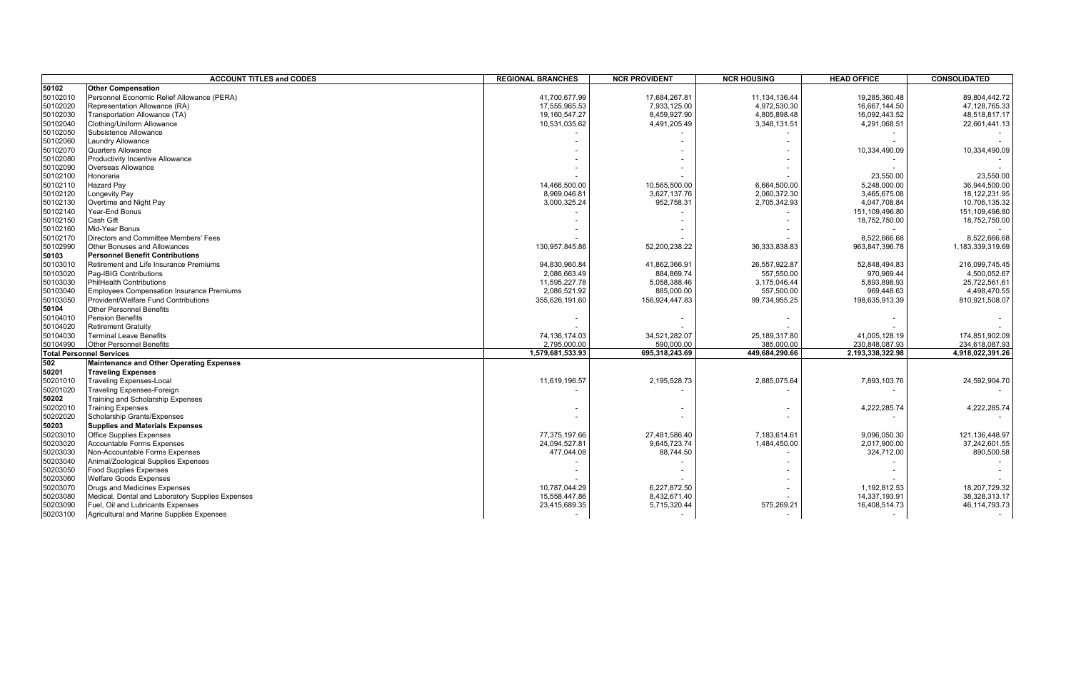| ACCOUNT TITLES and CODES | | REGIONAL BRANCHES | NCR PROVIDENT | NCR HOUSING | HEAD OFFICE | CONSOLIDATED |
|---|---|---|---|---|---|---|
| **50102** | **Other Compensation** | | | | | |
| 50102010 | Personnel Economic Relief Allowance (PERA) | 41,700,677.99 | 17,684,267.81 | 11,134,136.44 | 19,285,360.48 | 89,804,442.72 |
| 50102020 | Representation Allowance (RA) | 17,555,965.53 | 7,933,125.00 | 4,972,530.30 | 16,667,144.50 | 47,128,765.33 |
| 50102030 | Transportation Allowance (TA) | 19,160,547.27 | 8,459,927.90 | 4,805,898.48 | 16,092,443.52 | 48,518,817.17 |
| 50102040 | Clothing/Uniform Allowance | 10,531,035.62 | 4,491,205.49 | 3,348,131.51 | 4,291,068.51 | 22,661,441.13 |
| 50102050 | Subsistence Allowance | - | - | - | - | - |
| 50102060 | Laundry Allowance | - | - | - | - | - |
| 50102070 | Quarters Allowance | - | - | - | 10,334,490.09 | 10,334,490.09 |
| 50102080 | Productivity Incentive Allowance | - | - | - | - | - |
| 50102090 | Overseas Allowance | - | - | - | - | - |
| 50102100 | Honoraria | - | - | - | 23,550.00 | 23,550.00 |
| 50102110 | Hazard Pay | 14,466,500.00 | 10,565,500.00 | 6,664,500.00 | 5,248,000.00 | 36,944,500.00 |
| 50102120 | Longevity Pay | 8,969,046.81 | 3,627,137.76 | 2,060,372.30 | 3,465,675.08 | 18,122,231.95 |
| 50102130 | Overtime and Night Pay | 3,000,325.24 | 952,758.31 | 2,705,342.93 | 4,047,708.84 | 10,706,135.32 |
| 50102140 | Year-End Bonus | - | - | - | 151,109,496.80 | 151,109,496.80 |
| 50102150 | Cash Gift | - | - | - | 18,752,750.00 | 18,752,750.00 |
| 50102160 | Mid-Year Bonus | - | - | - | - | - |
| 50102170 | Directors and Committee Members' Fees | - | - | - | 8,522,666.68 | 8,522,666.68 |
| 50102990 | Other Bonuses and Allowances | 130,957,845.86 | 52,200,238.22 | 36,333,838.83 | 963,847,396.78 | 1,183,339,319.69 |
| **50103** | **Personnel Benefit Contributions** | | | | | |
| 50103010 | Retirement and Life Insurance Premiums | 94,830,960.84 | 41,862,366.91 | 26,557,922.87 | 52,848,494.83 | 216,099,745.45 |
| 50103020 | Pag-IBIG Contributions | 2,086,663.49 | 884,869.74 | 557,550.00 | 970,969.44 | 4,500,052.67 |
| 50103030 | PhilHealth Contributions | 11,595,227.78 | 5,058,388.46 | 3,175,046.44 | 5,893,898.93 | 25,722,561.61 |
| 50103040 | Employees Compensation Insurance Premiums | 2,086,521.92 | 885,000.00 | 557,500.00 | 969,448.63 | 4,498,470.55 |
| 50103050 | Provident/Welfare Fund Contributions | 355,626,191.60 | 156,924,447.83 | 99,734,955.25 | 198,635,913.39 | 810,921,508.07 |
| **50104** | Other Personnel Benefits | | | | | |
| 50104010 | Pension Benefits | - | - | - | - | - |
| 50104020 | Retirement Gratuity | - | - | - | - | - |
| 50104030 | Terminal Leave Benefits | 74,136,174.03 | 34,521,282.07 | 25,189,317.80 | 41,005,128.19 | 174,851,902.09 |
| 50104990 | Other Personnel Benefits | 2,795,000.00 | 590,000.00 | 385,000.00 | 230,848,087.93 | 234,618,087.93 |
| **Total Personnel Services** | | 1,579,681,533.93 | 695,318,243.69 | 449,684,290.66 | 2,193,338,322.98 | 4,918,022,391.26 |
| **502** | **Maintenance and Other Operating Expenses** | | | | | |
| **50201** | **Traveling Expenses** | | | | | |
| 50201010 | Traveling Expenses-Local | 11,619,196.57 | 2,195,528.73 | 2,885,075.64 | 7,893,103.76 | 24,592,904.70 |
| 50201020 | Traveling Expenses-Foreign | - | - | - | - | - |
| **50202** | Training and Scholarship Expenses | | | | | |
| 50202010 | Training Expenses | - | - | - | 4,222,285.74 | 4,222,285.74 |
| 50202020 | Scholarship Grants/Expenses | - | - | - | - | - |
| **50203** | **Supplies and Materials Expenses** | | | | | |
| 50203010 | Office Supplies Expenses | 77,375,197.66 | 27,481,586.40 | 7,183,614.61 | 9,096,050.30 | 121,136,448.97 |
| 50203020 | Accountable Forms Expenses | 24,094,527.81 | 9,645,723.74 | 1,484,450.00 | 2,017,900.00 | 37,242,601.55 |
| 50203030 | Non-Accountable Forms Expenses | 477,044.08 | 88,744.50 | - | 324,712.00 | 890,500.58 |
| 50203040 | Animal/Zoological Supplies Expenses | - | - | - | - | - |
| 50203050 | Food Supplies Expenses | - | - | - | - | - |
| 50203060 | Welfare Goods Expenses | - | - | - | - | - |
| 50203070 | Drugs and Medicines Expenses | 10,787,044.29 | 6,227,872.50 | - | 1,192,812.53 | 18,207,729.32 |
| 50203080 | Medical, Dental and Laboratory Supplies Expenses | 15,558,447.86 | 8,432,671.40 | - | 14,337,193.91 | 38,328,313.17 |
| 50203090 | Fuel, Oil and Lubricants Expenses | 23,415,689.35 | 5,715,320.44 | 575,269.21 | 16,408,514.73 | 46,114,793.73 |
| 50203100 | Agricultural and Marine Supplies Expenses | - | - | - | - | - |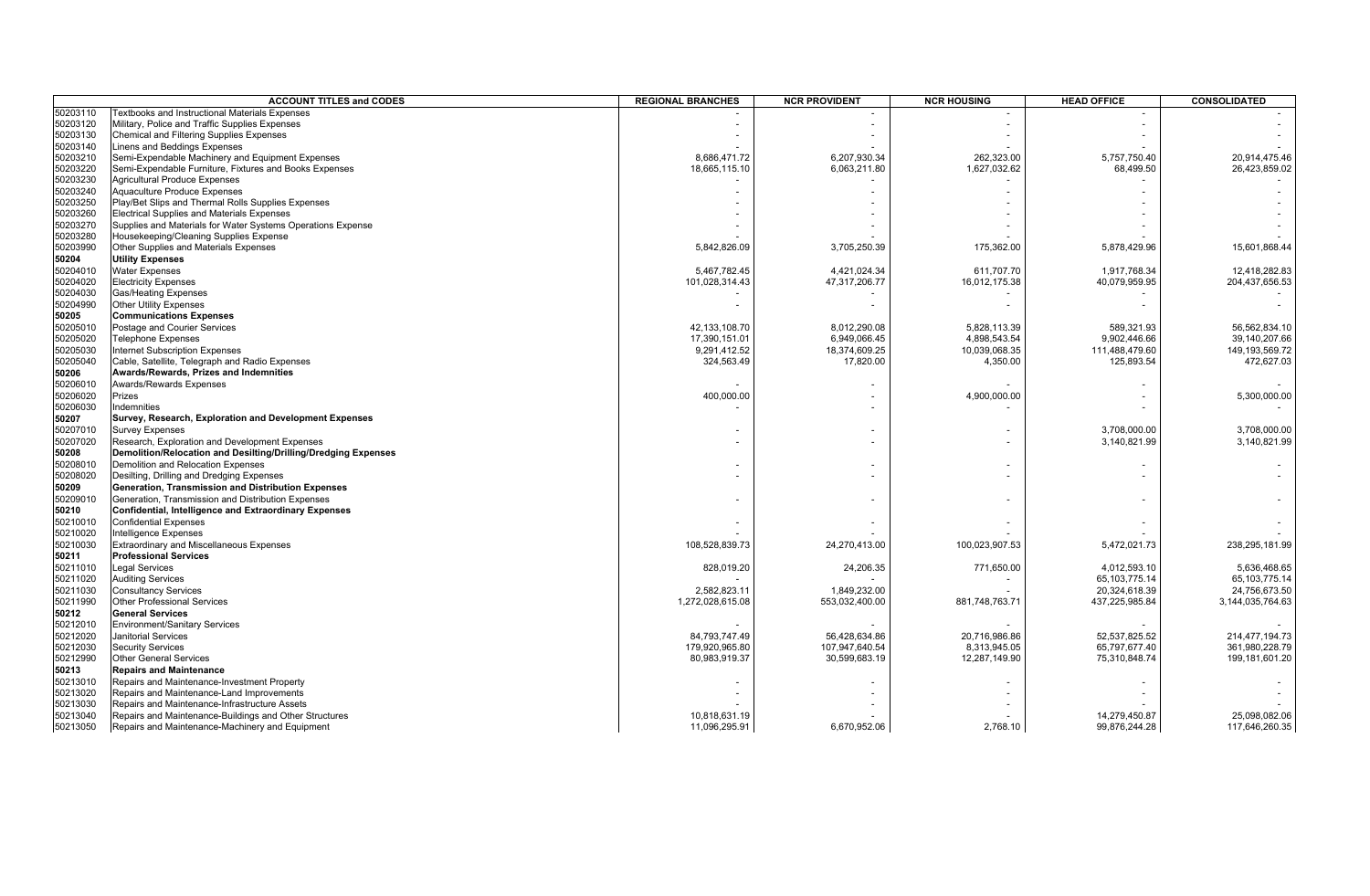| ACCOUNT TITLES and CODES | | REGIONAL BRANCHES | NCR PROVIDENT | NCR HOUSING | HEAD OFFICE | CONSOLIDATED |
|---|---|---|---|---|---|---|
| 50203110 | Textbooks and Instructional Materials Expenses | - | - | - | - | - |
| 50203120 | Military, Police and Traffic Supplies Expenses | - | - | - | - | - |
| 50203130 | Chemical and Filtering Supplies Expenses | - | - | - | - | - |
| 50203140 | Linens and Beddings Expenses | - | - | - | - | - |
| 50203210 | Semi-Expendable Machinery and Equipment Expenses | 8,686,471.72 | 6,207,930.34 | 262,323.00 | 5,757,750.40 | 20,914,475.46 |
| 50203220 | Semi-Expendable Furniture, Fixtures and Books Expenses | 18,665,115.10 | 6,063,211.80 | 1,627,032.62 | 68,499.50 | 26,423,859.02 |
| 50203230 | Agricultural Produce Expenses | - | - | - | - | - |
| 50203240 | Aquaculture Produce Expenses | - | - | - | - | - |
| 50203250 | Play/Bet Slips and Thermal Rolls Supplies Expenses | - | - | - | - | - |
| 50203260 | Electrical Supplies and Materials Expenses | - | - | - | - | - |
| 50203270 | Supplies and Materials for Water Systems Operations Expense | - | - | - | - | - |
| 50203280 | Housekeeping/Cleaning Supplies Expense | - | - | - | - | - |
| 50203990 | Other Supplies and Materials Expenses | 5,842,826.09 | 3,705,250.39 | 175,362.00 | 5,878,429.96 | 15,601,868.44 |
| **50204** | **Utility Expenses** | | | | | |
| 50204010 | Water Expenses | 5,467,782.45 | 4,421,024.34 | 611,707.70 | 1,917,768.34 | 12,418,282.83 |
| 50204020 | Electricity Expenses | 101,028,314.43 | 47,317,206.77 | 16,012,175.38 | 40,079,959.95 | 204,437,656.53 |
| 50204030 | Gas/Heating Expenses | - | - | - | - | - |
| 50204990 | Other Utility Expenses | - | - | - | - | - |
| **50205** | **Communications Expenses** | | | | | |
| 50205010 | Postage and Courier Services | 42,133,108.70 | 8,012,290.08 | 5,828,113.39 | 589,321.93 | 56,562,834.10 |
| 50205020 | Telephone Expenses | 17,390,151.01 | 6,949,066.45 | 4,898,543.54 | 9,902,446.66 | 39,140,207.66 |
| 50205030 | Internet Subscription Expenses | 9,291,412.52 | 18,374,609.25 | 10,039,068.35 | 111,488,479.60 | 149,193,569.72 |
| 50205040 | Cable, Satellite, Telegraph and Radio Expenses | 324,563.49 | 17,820.00 | 4,350.00 | 125,893.54 | 472,627.03 |
| **50206** | **Awards/Rewards, Prizes and Indemnities** | | | | | |
| 50206010 | Awards/Rewards Expenses | - | - | - | - | - |
| 50206020 | Prizes | 400,000.00 | - | 4,900,000.00 | - | 5,300,000.00 |
| 50206030 | Indemnities | - | - | - | - | - |
| **50207** | **Survey, Research, Exploration and Development Expenses** | | | | | |
| 50207010 | Survey Expenses | - | - | - | 3,708,000.00 | 3,708,000.00 |
| 50207020 | Research, Exploration and Development Expenses | - | - | - | 3,140,821.99 | 3,140,821.99 |
| **50208** | **Demolition/Relocation and Desilting/Drilling/Dredging Expenses** | | | | | |
| 50208010 | Demolition and Relocation Expenses | - | - | - | - | - |
| 50208020 | Desilting, Drilling and Dredging Expenses | - | - | - | - | - |
| **50209** | **Generation, Transmission and Distribution Expenses** | | | | | |
| 50209010 | Generation, Transmission and Distribution Expenses | - | - | - | - | - |
| **50210** | **Confidential, Intelligence and Extraordinary Expenses** | | | | | |
| 50210010 | Confidential Expenses | - | - | - | - | - |
| 50210020 | Intelligence Expenses | - | - | - | - | - |
| 50210030 | Extraordinary and Miscellaneous Expenses | 108,528,839.73 | 24,270,413.00 | 100,023,907.53 | 5,472,021.73 | 238,295,181.99 |
| **50211** | **Professional Services** | | | | | |
| 50211010 | Legal Services | 828,019.20 | 24,206.35 | 771,650.00 | 4,012,593.10 | 5,636,468.65 |
| 50211020 | Auditing Services | - | - | - | 65,103,775.14 | 65,103,775.14 |
| 50211030 | Consultancy Services | 2,582,823.11 | 1,849,232.00 | - | 20,324,618.39 | 24,756,673.50 |
| 50211990 | Other Professional Services | 1,272,028,615.08 | 553,032,400.00 | 881,748,763.71 | 437,225,985.84 | 3,144,035,764.63 |
| **50212** | **General Services** | | | | | |
| 50212010 | Environment/Sanitary Services | - | - | - | - | - |
| 50212020 | Janitorial Services | 84,793,747.49 | 56,428,634.86 | 20,716,986.86 | 52,537,825.52 | 214,477,194.73 |
| 50212030 | Security Services | 179,920,965.80 | 107,947,640.54 | 8,313,945.05 | 65,797,677.40 | 361,980,228.79 |
| 50212990 | Other General Services | 80,983,919.37 | 30,599,683.19 | 12,287,149.90 | 75,310,848.74 | 199,181,601.20 |
| **50213** | **Repairs and Maintenance** | | | | | |
| 50213010 | Repairs and Maintenance-Investment Property | - | - | - | - | - |
| 50213020 | Repairs and Maintenance-Land Improvements | - | - | - | - | - |
| 50213030 | Repairs and Maintenance-Infrastructure Assets | - | - | - | - | - |
| 50213040 | Repairs and Maintenance-Buildings and Other Structures | 10,818,631.19 | - | - | 14,279,450.87 | 25,098,082.06 |
| 50213050 | Repairs and Maintenance-Machinery and Equipment | 11,096,295.91 | 6,670,952.06 | 2,768.10 | 99,876,244.28 | 117,646,260.35 |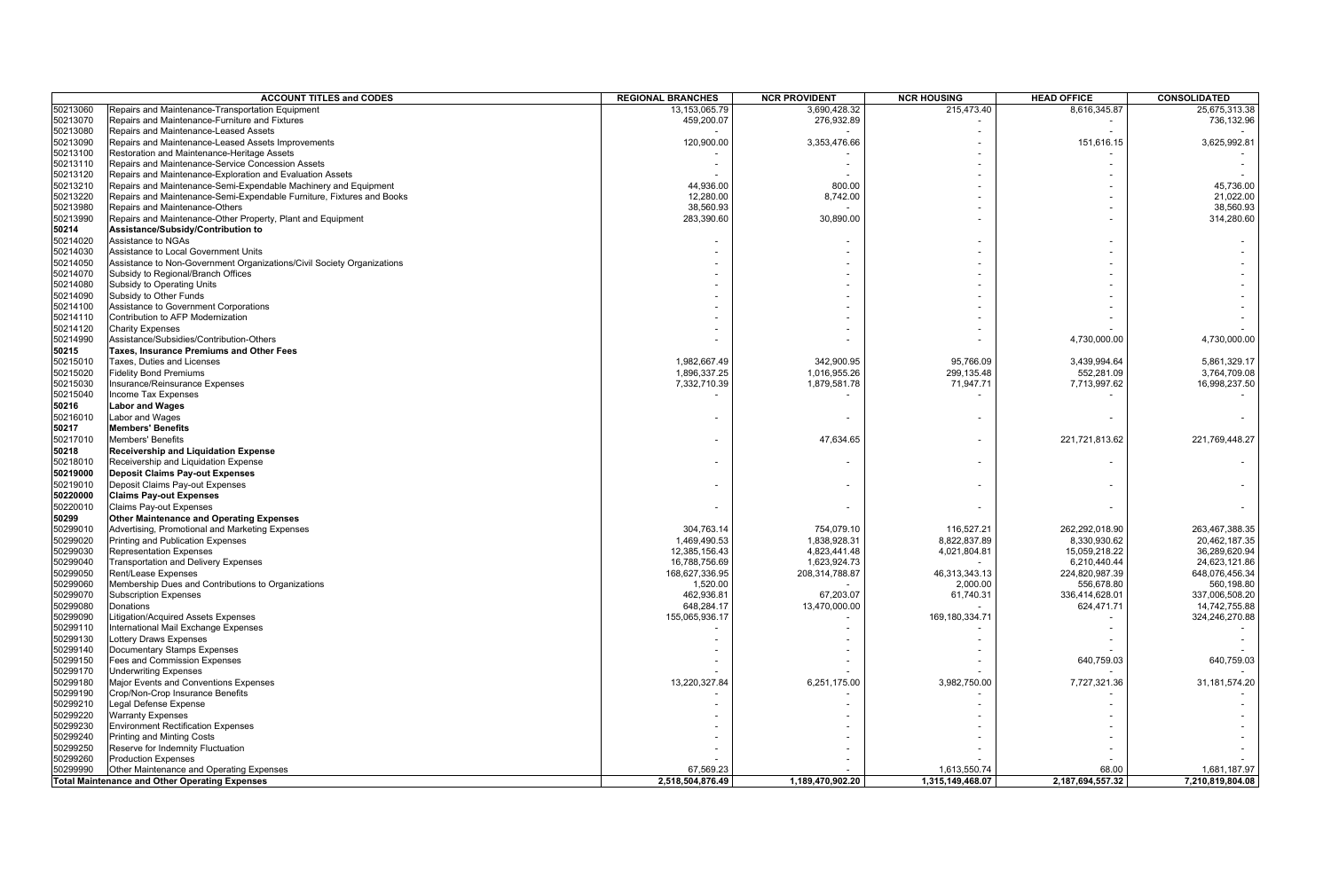| ACCOUNT TITLES and CODES | | REGIONAL BRANCHES | NCR PROVIDENT | NCR HOUSING | HEAD OFFICE | CONSOLIDATED |
|---|---|---|---|---|---|---|
| 50213060 | Repairs and Maintenance-Transportation Equipment | 13,153,065.79 | 3,690,428.32 | 215,473.40 | 8,616,345.87 | 25,675,313.38 |
| 50213070 | Repairs and Maintenance-Furniture and Fixtures | 459,200.07 | 276,932.89 | - | - | 736,132.96 |
| 50213080 | Repairs and Maintenance-Leased Assets | - | - | - | - | - |
| 50213090 | Repairs and Maintenance-Leased Assets Improvements | 120,900.00 | 3,353,476.66 | - | 151,616.15 | 3,625,992.81 |
| 50213100 | Restoration and Maintenance-Heritage Assets | - | - | - | - | - |
| 50213110 | Repairs and Maintenance-Service Concession Assets | - | - | - | - | - |
| 50213120 | Repairs and Maintenance-Exploration and Evaluation Assets | - | - | - | - | - |
| 50213210 | Repairs and Maintenance-Semi-Expendable Machinery and Equipment | 44,936.00 | 800.00 | - | - | 45,736.00 |
| 50213220 | Repairs and Maintenance-Semi-Expendable Furniture, Fixtures and Books | 12,280.00 | 8,742.00 | - | - | 21,022.00 |
| 50213980 | Repairs and Maintenance-Others | 38,560.93 | - | - | - | 38,560.93 |
| 50213990 | Repairs and Maintenance-Other Property, Plant and Equipment | 283,390.60 | 30,890.00 | - | - | 314,280.60 |
| **50214** | **Assistance/Subsidy/Contribution to** | | | | | |
| 50214020 | Assistance to NGAs | - | - | - | - | - |
| 50214030 | Assistance to Local Government Units | - | - | - | - | - |
| 50214050 | Assistance to Non-Government Organizations/Civil Society Organizations | - | - | - | - | - |
| 50214070 | Subsidy to Regional/Branch Offices | - | - | - | - | - |
| 50214080 | Subsidy to Operating Units | - | - | - | - | - |
| 50214090 | Subsidy to Other Funds | - | - | - | - | - |
| 50214100 | Assistance to Government Corporations | - | - | - | - | - |
| 50214110 | Contribution to AFP Modernization | - | - | - | - | - |
| 50214120 | Charity Expenses | - | - | - | - | - |
| 50214990 | Assistance/Subsidies/Contribution-Others | - | - | - | 4,730,000.00 | 4,730,000.00 |
| **50215** | **Taxes, Insurance Premiums and Other Fees** | | | | | |
| 50215010 | Taxes, Duties and Licenses | 1,982,667.49 | 342,900.95 | 95,766.09 | 3,439,994.64 | 5,861,329.17 |
| 50215020 | Fidelity Bond Premiums | 1,896,337.25 | 1,016,955.26 | 299,135.48 | 552,281.09 | 3,764,709.08 |
| 50215030 | Insurance/Reinsurance Expenses | 7,332,710.39 | 1,879,581.78 | 71,947.71 | 7,713,997.62 | 16,998,237.50 |
| 50215040 | Income Tax Expenses | - | - | - | - | - |
| **50216** | **Labor and Wages** | | | | | |
| 50216010 | Labor and Wages | - | - | - | - | - |
| **50217** | **Members' Benefits** | | | | | |
| 50217010 | Members' Benefits | - | 47,634.65 | - | 221,721,813.62 | 221,769,448.27 |
| **50218** | **Receivership and Liquidation Expense** | | | | | |
| 50218010 | Receivership and Liquidation Expense | - | - | - | - | - |
| **50219000** | **Deposit Claims Pay-out Expenses** | | | | | |
| 50219010 | Deposit Claims Pay-out Expenses | - | - | - | - | - |
| **50220000** | **Claims Pay-out Expenses** | | | | | |
| 50220010 | Claims Pay-out Expenses | - | - | - | - | - |
| **50299** | **Other Maintenance and Operating Expenses** | | | | | |
| 50299010 | Advertising, Promotional and Marketing Expenses | 304,763.14 | 754,079.10 | 116,527.21 | 262,292,018.90 | 263,467,388.35 |
| 50299020 | Printing and Publication Expenses | 1,469,490.53 | 1,838,928.31 | 8,822,837.89 | 8,330,930.62 | 20,462,187.35 |
| 50299030 | Representation Expenses | 12,385,156.43 | 4,823,441.48 | 4,021,804.81 | 15,059,218.22 | 36,289,620.94 |
| 50299040 | Transportation and Delivery Expenses | 16,788,756.69 | 1,623,924.73 | - | 6,210,440.44 | 24,623,121.86 |
| 50299050 | Rent/Lease Expenses | 168,627,336.95 | 208,314,788.87 | 46,313,343.13 | 224,820,987.39 | 648,076,456.34 |
| 50299060 | Membership Dues and Contributions to Organizations | 1,520.00 | - | 2,000.00 | 556,678.80 | 560,198.80 |
| 50299070 | Subscription Expenses | 462,936.81 | 67,203.07 | 61,740.31 | 336,414,628.01 | 337,006,508.20 |
| 50299080 | Donations | 648,284.17 | 13,470,000.00 | - | 624,471.71 | 14,742,755.88 |
| 50299090 | Litigation/Acquired Assets Expenses | 155,065,936.17 | - | 169,180,334.71 | - | 324,246,270.88 |
| 50299110 | International Mail Exchange Expenses | - | - | - | - | - |
| 50299130 | Lottery Draws Expenses | - | - | - | - | - |
| 50299140 | Documentary Stamps Expenses | - | - | - | - | - |
| 50299150 | Fees and Commission Expenses | - | - | - | 640,759.03 | 640,759.03 |
| 50299170 | Underwriting Expenses | - | - | - | - | - |
| 50299180 | Major Events and Conventions Expenses | 13,220,327.84 | 6,251,175.00 | 3,982,750.00 | 7,727,321.36 | 31,181,574.20 |
| 50299190 | Crop/Non-Crop Insurance Benefits | - | - | - | - | - |
| 50299210 | Legal Defense Expense | - | - | - | - | - |
| 50299220 | Warranty Expenses | - | - | - | - | - |
| 50299230 | Environment Rectification Expenses | - | - | - | - | - |
| 50299240 | Printing and Minting Costs | - | - | - | - | - |
| 50299250 | Reserve for Indemnity Fluctuation | - | - | - | - | - |
| 50299260 | Production Expenses | - | - | - | - | - |
| 50299990 | Other Maintenance and Operating Expenses | 67,569.23 | - | 1,613,550.74 | 68.00 | 1,681,187.97 |
| **Total Maintenance and Other Operating Expenses** | | **2,518,504,876.49** | **1,189,470,902.20** | **1,315,149,468.07** | **2,187,694,557.32** | **7,210,819,804.08** |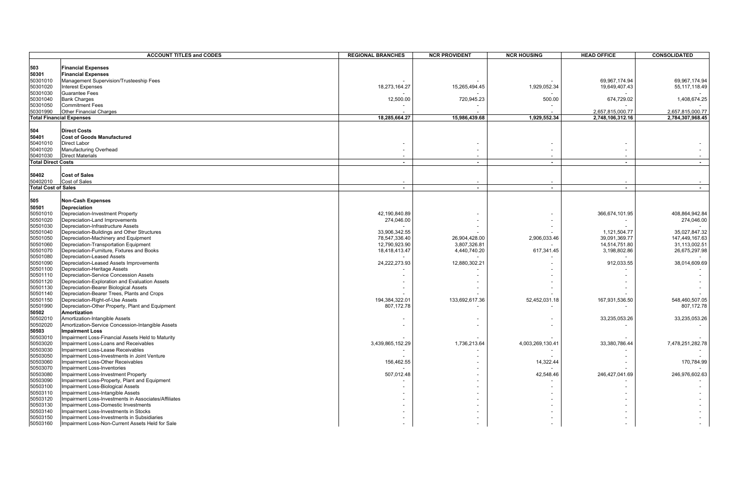| ACCOUNT TITLES and CODES | | REGIONAL BRANCHES | NCR PROVIDENT | NCR HOUSING | HEAD OFFICE | CONSOLIDATED |
|---|---|---|---|---|---|---|
| **503** | **Financial Expenses** | | | | | |
| **50301** | **Financial Expenses** | | | | | |
| 50301010 | Management Supervision/Trusteeship Fees | - | - | - | 69,967,174.94 | 69,967,174.94 |
| 50301020 | Interest Expenses | 18,273,164.27 | 15,265,494.45 | 1,929,052.34 | 19,649,407.43 | 55,117,118.49 |
| 50301030 | Guarantee Fees | - | - | - | - | - |
| 50301040 | Bank Charges | 12,500.00 | 720,945.23 | 500.00 | 674,729.02 | 1,408,674.25 |
| 50301050 | Commitment Fees | - | - | - | - | - |
| 50301990 | Other Financial Charges | - | - | - | 2,657,815,000.77 | 2,657,815,000.77 |
| **Total Financial Expenses** | | **18,285,664.27** | **15,986,439.68** | **1,929,552.34** | **2,748,106,312.16** | **2,784,307,968.45** |
| **504** | **Direct Costs** | | | | | |
| **50401** | **Cost of Goods Manufactured** | | | | | |
| 50401010 | Direct Labor | - | - | - | - | - |
| 50401020 | Manufacturing Overhead | - | - | - | - | - |
| 50401030 | Direct Materials | - | - | - | - | - |
| **Total Direct Costs** | | **-** | **-** | **-** | **-** | **-** |
| **50402** | **Cost of Sales** | | | | | |
| 50402010 | Cost of Sales | - | - | - | - | - |
| **Total Cost of Sales** | | **-** | **-** | **-** | **-** | **-** |
| **505** | **Non-Cash Expenses** | | | | | |
| **50501** | **Depreciation** | | | | | |
| 50501010 | Depreciation-Investment Property | 42,190,840.89 | - | - | 366,674,101.95 | 408,864,942.84 |
| 50501020 | Depreciation-Land Improvements | 274,046.00 | - | - | - | 274,046.00 |
| 50501030 | Depreciation-Infrastructure Assets | - | - | - | - | - |
| 50501040 | Depreciation-Buildings and Other Structures | 33,906,342.55 | - | - | 1,121,504.77 | 35,027,847.32 |
| 50501050 | Depreciation-Machinery and Equipment | 78,547,336.40 | 26,904,428.00 | 2,906,033.46 | 39,091,369.77 | 147,449,167.63 |
| 50501060 | Depreciation-Transportation Equipment | 12,790,923.90 | 3,807,326.81 | - | 14,514,751.80 | 31,113,002.51 |
| 50501070 | Depreciation-Furniture, Fixtures and Books | 18,418,413.47 | 4,440,740.20 | 617,341.45 | 3,198,802.86 | 26,675,297.98 |
| 50501080 | Depreciation-Leased Assets | - | - | - | - | - |
| 50501090 | Depreciation-Leased Assets Improvements | 24,222,273.93 | 12,880,302.21 | - | 912,033.55 | 38,014,609.69 |
| 50501100 | Depreciation-Heritage Assets | - | - | - | - | - |
| 50501110 | Depreciation-Service Concession Assets | - | - | - | - | - |
| 50501120 | Depreciation-Exploration and Evaluation Assets | - | - | - | - | - |
| 50501130 | Depreciation-Bearer Biological Assets | - | - | - | - | - |
| 50501140 | Depreciation-Bearer Trees, Plants and Crops | - | - | - | - | - |
| 50501150 | Depreciation-Right-of-Use Assets | 194,384,322.01 | 133,692,617.36 | 52,452,031.18 | 167,931,536.50 | 548,460,507.05 |
| 50501990 | Depreciation-Other Property, Plant and Equipment | 807,172.78 | - | - | - | 807,172.78 |
| **50502** | **Amortization** | | | | | |
| 50502010 | Amortization-Intangible Assets | - | - | - | 33,235,053.26 | 33,235,053.26 |
| 50502020 | Amortization-Service Concession-Intangible Assets | - | - | - | - | - |
| **50503** | **Impairment Loss** | | | | | |
| 50503010 | Impairment Loss-Financial Assets Held to Maturity | - | - | - | - | - |
| 50503020 | Impairment Loss-Loans and Receivables | 3,439,865,152.29 | 1,736,213.64 | 4,003,269,130.41 | 33,380,786.44 | 7,478,251,282.78 |
| 50503030 | Impairment Loss-Lease Receivables | - | - | - | - | - |
| 50503050 | Impairment Loss-Investments in Joint Venture | - | - | - | - | - |
| 50503060 | Impairment Loss-Other Receivables | 156,462.55 | - | 14,322.44 | - | 170,784.99 |
| 50503070 | Impairment Loss-Inventories | - | - | - | - | - |
| 50503080 | Impairment Loss-Investment Property | 507,012.48 | - | 42,548.46 | 246,427,041.69 | 246,976,602.63 |
| 50503090 | Impairment Loss-Property, Plant and Equipment | - | - | - | - | - |
| 50503100 | Impairment Loss-Biological Assets | - | - | - | - | - |
| 50503110 | Impairment Loss-Intangible Assets | - | - | - | - | - |
| 50503120 | Impairment Loss-Investments in Associates/Affiliates | - | - | - | - | - |
| 50503130 | Impairment Loss-Domestic Investments | - | - | - | - | - |
| 50503140 | Impairment Loss-Investments in Stocks | - | - | - | - | - |
| 50503150 | Impairment Loss-Investments in Subsidiaries | - | - | - | - | - |
| 50503160 | Impairment Loss-Non-Current Assets Held for Sale | - | - | - | - | - |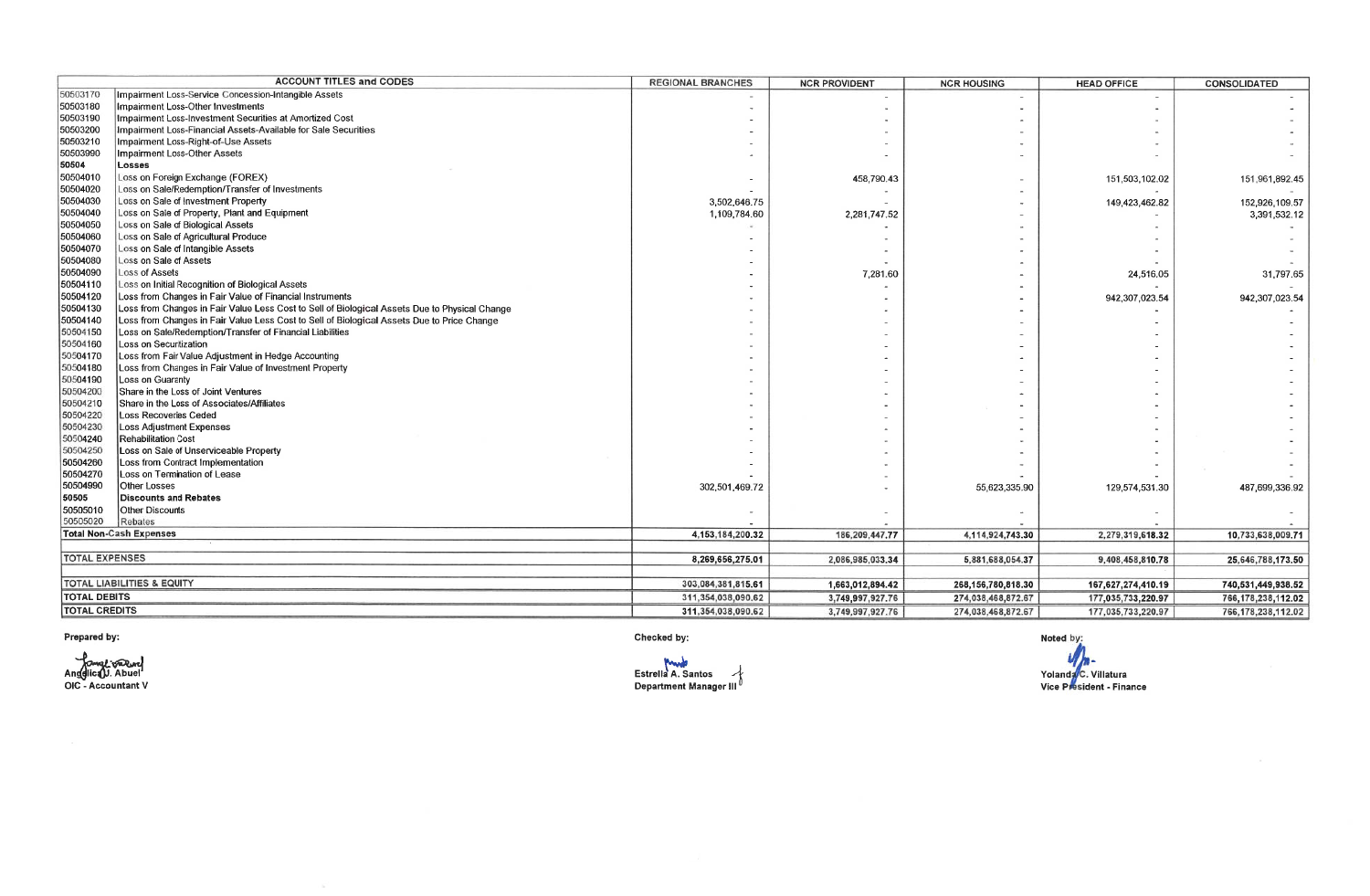| ACCOUNT TITLES and CODES | | REGIONAL BRANCHES | NCR PROVIDENT | NCR HOUSING | HEAD OFFICE | CONSOLIDATED |
|---|---|---|---|---|---|---|
| 50503170 | Impairment Loss-Service Concession-Intangible Assets | - | - | - | - | - |
| 50503180 | Impairment Loss-Other Investments | - | - | - | - | - |
| 50503190 | Impairment Loss-Investment Securities at Amortized Cost | - | - | - | - | - |
| 50503200 | Impairment Loss-Financial Assets-Available for Sale Securities | - | - | - | - | - |
| 50503210 | Impairment Loss-Right-of-Use Assets | - | - | - | - | - |
| 50503990 | Impairment Loss-Other Assets | - | - | - | - | - |
| **50504** | **Losses** | | | | | |
| 50504010 | Loss on Foreign Exchange (FOREX) | - | 458,790.43 | - | 151,503,102.02 | 151,961,892.45 |
| 50504020 | Loss on Sale/Redemption/Transfer of Investments | | - | - | - | - |
| 50504030 | Loss on Sale of Investment Property | 3,502,646.75 | - | - | 149,423,462.82 | 152,926,109.57 |
| 50504040 | Loss on Sale of Property, Plant and Equipment | 1,109,784.60 | 2,281,747.52 | - | - | 3,391,532.12 |
| 50504050 | Loss on Sale of Biological Assets | - | - | - | - | - |
| 50504060 | Loss on Sale of Agricultural Produce | - | - | - | - | - |
| 50504070 | Loss on Sale of Intangible Assets | - | - | - | - | - |
| 50504080 | Loss on Sale of Assets | - | - | - | - | - |
| 50504090 | Loss of Assets | - | 7,281.60 | - | 24,516.05 | 31,797.65 |
| 50504110 | Loss on Initial Recognition of Biological Assets | - | - | - | - | - |
| 50504120 | Loss from Changes in Fair Value of Financial Instruments | - | - | - | 942,307,023.54 | 942,307,023.54 |
| 50504130 | Loss from Changes in Fair Value Less Cost to Sell of Biological Assets Due to Physical Change | - | - | - | - | - |
| 50504140 | Loss from Changes in Fair Value Less Cost to Sell of Biological Assets Due to Price Change | - | - | - | - | - |
| 50504150 | Loss on Sale/Redemption/Transfer of Financial Liabilities | - | - | - | - | - |
| 50504160 | Loss on Securitization | - | - | - | - | - |
| 50504170 | Loss from Fair Value Adjustment in Hedge Accounting | - | - | - | - | - |
| 50504180 | Loss from Changes in Fair Value of Investment Property | - | - | - | - | - |
| 50504190 | Loss on Guaranty | - | - | - | - | - |
| 50504200 | Share in the Loss of Joint Ventures | - | - | - | - | - |
| 50504210 | Share in the Loss of Associates/Affiliates | - | - | - | - | - |
| 50504220 | Loss Recoveries Ceded | - | - | - | - | - |
| 50504230 | Loss Adjustment Expenses | - | - | - | - | - |
| 50504240 | Rehabilitation Cost | - | - | - | - | - |
| 50504250 | Loss on Sale of Unserviceable Property | - | - | - | - | - |
| 50504260 | Loss from Contract Implementation | - | - | - | - | - |
| 50504270 | Loss on Termination of Lease | - | - | - | - | - |
| 50504990 | Other Losses | 302,501,469.72 | - | 55,623,335.90 | 129,574,531.30 | 487,699,336.92 |
| **50505** | **Discounts and Rebates** | | | | | |
| 50505010 | Other Discounts | - | - | - | - | - |
| 50505020 | Rebates | - | - | - | - | - |
| **Total Non-Cash Expenses** | | 4,153,184,200.32 | 186,209,447.77 | 4,114,924,743.30 | 2,279,319,618.32 | 10,733,638,009.71 |
| **TOTAL EXPENSES** | | 8,269,656,275.01 | 2,086,985,033.34 | 5,881,688,054.37 | 9,408,458,810.78 | 25,646,788,173.50 |
| **TOTAL LIABILITIES & EQUITY** | | 303,084,381,815.61 | 1,663,012,894.42 | 268,156,780,818.30 | 167,627,274,410.19 | 740,531,449,938.52 |
| **TOTAL DEBITS** | | 311,354,038,090.62 | 3,749,997,927.76 | 274,038,468,872.67 | 177,035,733,220.97 | 766,178,238,112.02 |
| **TOTAL CREDITS** | | 311,354,038,090.62 | 3,749,997,927.76 | 274,038,468,872.67 | 177,035,733,220.97 | 766,178,238,112.02 |

Prepared by:

Angelica J. Abuel
OIC - Accountant V

Checked by:

Estrella A. Santos
Department Manager III

Noted by:

Yolanda C. Villatura
Vice President - Finance